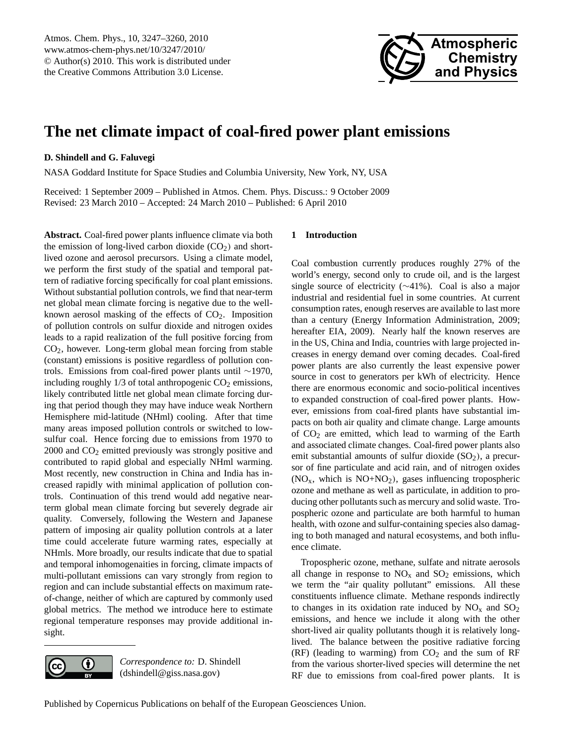# The net climate impact of coal-fired power plant emissions

**D. Shindell and G. Faluvegi**

NASA Goddard Institute for Space Studies and Columbia University, New York, NY, USA

Received: 1 September 2009 – Published in Atmos. Chem. Phys. Discuss.: 9 October 2009
Revised: 23 March 2010 – Accepted: 24 March 2010 – Published: 6 April 2010

**Abstract.** Coal-fired power plants influence climate via both the emission of long-lived carbon dioxide ($CO_2$) and short-lived ozone and aerosol precursors. Using a climate model, we perform the first study of the spatial and temporal pattern of radiative forcing specifically for coal plant emissions. Without substantial pollution controls, we find that near-term net global mean climate forcing is negative due to the well-known aerosol masking of the effects of $CO_2$. Imposition of pollution controls on sulfur dioxide and nitrogen oxides leads to a rapid realization of the full positive forcing from $CO_2$, however. Long-term global mean forcing from stable (constant) emissions is positive regardless of pollution controls. Emissions from coal-fired power plants until ~1970, including roughly 1/3 of total anthropogenic $CO_2$ emissions, likely contributed little net global mean climate forcing during that period though they may have induce weak Northern Hemisphere mid-latitude (NHml) cooling. After that time many areas imposed pollution controls or switched to low-sulfur coal. Hence forcing due to emissions from 1970 to 2000 and $CO_2$ emitted previously was strongly positive and contributed to rapid global and especially NHml warming. Most recently, new construction in China and India has increased rapidly with minimal application of pollution controls. Continuation of this trend would add negative near-term global mean climate forcing but severely degrade air quality. Conversely, following the Western and Japanese pattern of imposing air quality pollution controls at a later time could accelerate future warming rates, especially at NHmls. More broadly, our results indicate that due to spatial and temporal inhomogenaities in forcing, climate impacts of multi-pollutant emissions can vary strongly from region to region and can include substantial effects on maximum rate-of-change, neither of which are captured by commonly used global metrics. The method we introduce here to estimate regional temperature responses may provide additional insight.

*Correspondence to:* D. Shindell (dshindell@giss.nasa.gov)

## 1 Introduction

Coal combustion currently produces roughly 27% of the world's energy, second only to crude oil, and is the largest single source of electricity (~41%). Coal is also a major industrial and residential fuel in some countries. At current consumption rates, enough reserves are available to last more than a century (Energy Information Administration, 2009; hereafter EIA, 2009). Nearly half the known reserves are in the US, China and India, countries with large projected increases in energy demand over coming decades. Coal-fired power plants are also currently the least expensive power source in cost to generators per kWh of electricity. Hence there are enormous economic and socio-political incentives to expanded construction of coal-fired power plants. However, emissions from coal-fired plants have substantial impacts on both air quality and climate change. Large amounts of $CO_2$ are emitted, which lead to warming of the Earth and associated climate changes. Coal-fired power plants also emit substantial amounts of sulfur dioxide ($SO_2$), a precursor of fine particulate and acid rain, and of nitrogen oxides ($NO_x$, which is $NO+NO_2$), gases influencing tropospheric ozone and methane as well as particulate, in addition to producing other pollutants such as mercury and solid waste. Tropospheric ozone and particulate are both harmful to human health, with ozone and sulfur-containing species also damaging to both managed and natural ecosystems, and both influence climate.

Tropospheric ozone, methane, sulfate and nitrate aerosols all change in response to $NO_x$ and $SO_2$ emissions, which we term the "air quality pollutant" emissions. All these constituents influence climate. Methane responds indirectly to changes in its oxidation rate induced by $NO_x$ and $SO_2$ emissions, and hence we include it along with the other short-lived air quality pollutants though it is relatively long-lived. The balance between the positive radiative forcing (RF) (leading to warming) from $CO_2$ and the sum of RF from the various shorter-lived species will determine the net RF due to emissions from coal-fired power plants. It is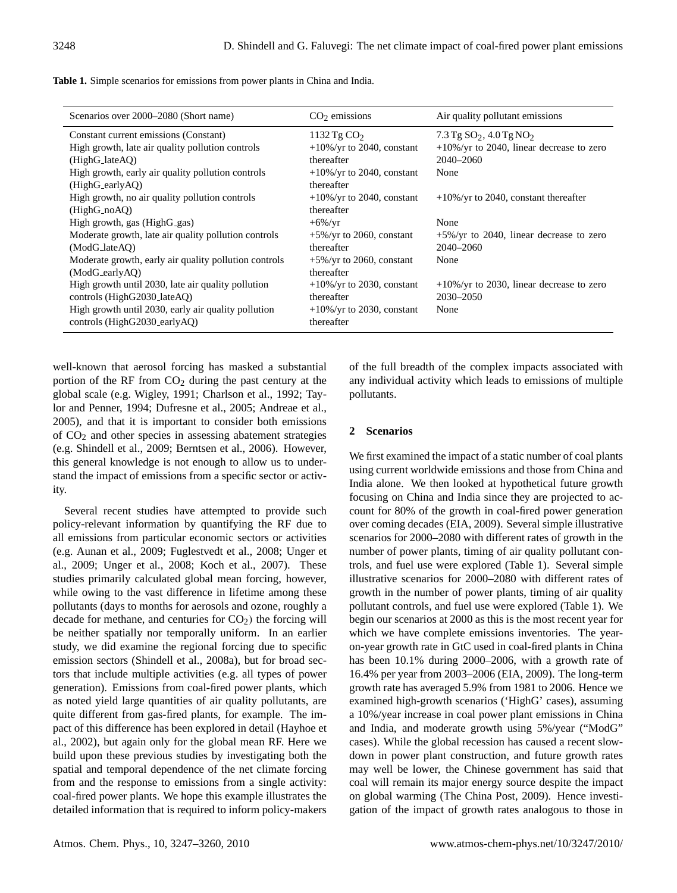**Table 1.** Simple scenarios for emissions from power plants in China and India.

| Scenarios over 2000–2080 (Short name) | $CO_2$ emissions | Air quality pollutant emissions |
| --- | --- | --- |
| Constant current emissions (Constant) | 1132 Tg $CO_2$ | 7.3 Tg $SO_2$, 4.0 Tg $NO_2$ |
| High growth, late air quality pollution controls (HighG_lateAQ) | +10%/yr to 2040, constant thereafter | +10%/yr to 2040, linear decrease to zero 2040–2060 |
| High growth, early air quality pollution controls (HighG_earlyAQ) | +10%/yr to 2040, constant thereafter | None |
| High growth, no air quality pollution controls (HighG_noAQ) | +10%/yr to 2040, constant thereafter | +10%/yr to 2040, constant thereafter |
| High growth, gas (HighG_gas) | +6%/yr | None |
| Moderate growth, late air quality pollution controls (ModG_lateAQ) | +5%/yr to 2060, constant thereafter | +5%/yr to 2040, linear decrease to zero 2040–2060 |
| Moderate growth, early air quality pollution controls (ModG_earlyAQ) | +5%/yr to 2060, constant thereafter | None |
| High growth until 2030, late air quality pollution controls (HighG2030_lateAQ) | +10%/yr to 2030, constant thereafter | +10%/yr to 2030, linear decrease to zero 2030–2050 |
| High growth until 2030, early air quality pollution controls (HighG2030_earlyAQ) | +10%/yr to 2030, constant thereafter | None |

well-known that aerosol forcing has masked a substantial portion of the RF from $CO_2$ during the past century at the global scale (e.g. Wigley, 1991; Charlson et al., 1992; Taylor and Penner, 1994; Dufresne et al., 2005; Andreae et al., 2005), and that it is important to consider both emissions of $CO_2$ and other species in assessing abatement strategies (e.g. Shindell et al., 2009; Berntsen et al., 2006). However, this general knowledge is not enough to allow us to understand the impact of emissions from a specific sector or activity.

Several recent studies have attempted to provide such policy-relevant information by quantifying the RF due to all emissions from particular economic sectors or activities (e.g. Aunan et al., 2009; Fuglestvedt et al., 2008; Unger et al., 2009; Unger et al., 2008; Koch et al., 2007). These studies primarily calculated global mean forcing, however, while owing to the vast difference in lifetime among these pollutants (days to months for aerosols and ozone, roughly a decade for methane, and centuries for $CO_2$) the forcing will be neither spatially nor temporally uniform. In an earlier study, we did examine the regional forcing due to specific emission sectors (Shindell et al., 2008a), but for broad sectors that include multiple activities (e.g. all types of power generation). Emissions from coal-fired power plants, which as noted yield large quantities of air quality pollutants, are quite different from gas-fired plants, for example. The impact of this difference has been explored in detail (Hayhoe et al., 2002), but again only for the global mean RF. Here we build upon these previous studies by investigating both the spatial and temporal dependence of the net climate forcing from and the response to emissions from a single activity: coal-fired power plants. We hope this example illustrates the detailed information that is required to inform policy-makers of the full breadth of the complex impacts associated with any individual activity which leads to emissions of multiple pollutants.

## 2 Scenarios

We first examined the impact of a static number of coal plants using current worldwide emissions and those from China and India alone. We then looked at hypothetical future growth focusing on China and India since they are projected to account for 80% of the growth in coal-fired power generation over coming decades (EIA, 2009). Several simple illustrative scenarios for 2000–2080 with different rates of growth in the number of power plants, timing of air quality pollutant controls, and fuel use were explored (Table 1). Several simple illustrative scenarios for 2000–2080 with different rates of growth in the number of power plants, timing of air quality pollutant controls, and fuel use were explored (Table 1). We begin our scenarios at 2000 as this is the most recent year for which we have complete emissions inventories. The year-on-year growth rate in GtC used in coal-fired plants in China has been 10.1% during 2000–2006, with a growth rate of 16.4% per year from 2003–2006 (EIA, 2009). The long-term growth rate has averaged 5.9% from 1981 to 2006. Hence we examined high-growth scenarios ('HighG' cases), assuming a 10%/year increase in coal power plant emissions in China and India, and moderate growth using 5%/year ("ModG" cases). While the global recession has caused a recent slowdown in power plant construction, and future growth rates may well be lower, the Chinese government has said that coal will remain its major energy source despite the impact on global warming (The China Post, 2009). Hence investigation of the impact of growth rates analogous to those in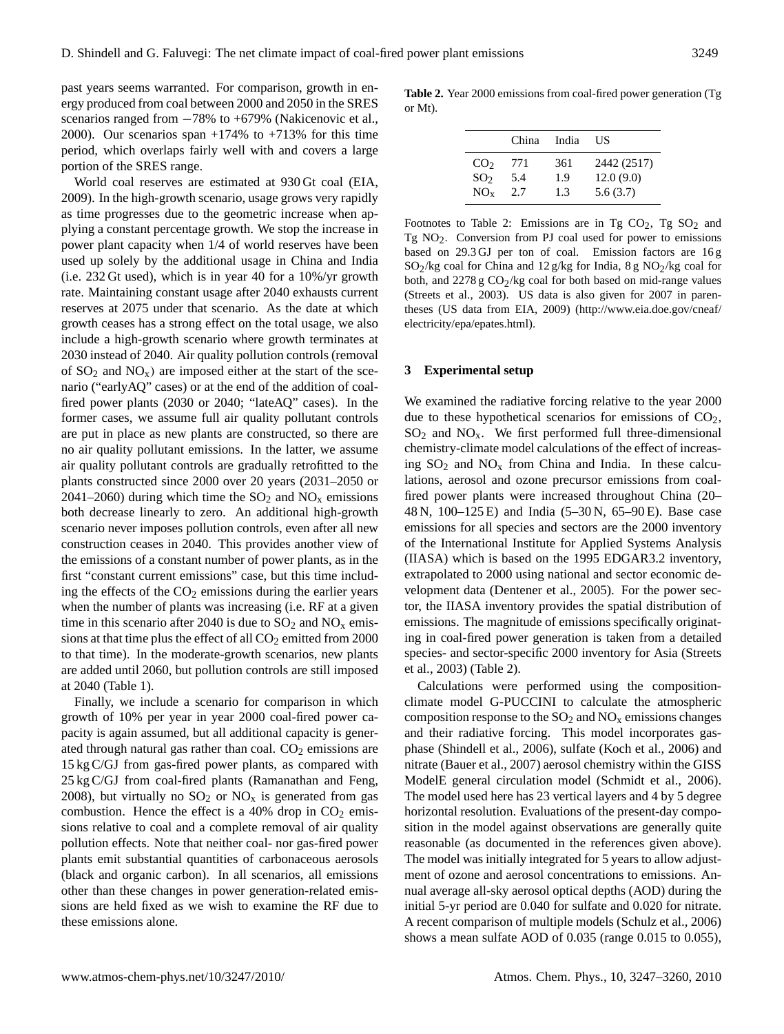past years seems warranted. For comparison, growth in energy produced from coal between 2000 and 2050 in the SRES scenarios ranged from −78% to +679% (Nakicenovic et al., 2000). Our scenarios span +174% to +713% for this time period, which overlaps fairly well with and covers a large portion of the SRES range.

World coal reserves are estimated at 930 Gt coal (EIA, 2009). In the high-growth scenario, usage grows very rapidly as time progresses due to the geometric increase when applying a constant percentage growth. We stop the increase in power plant capacity when 1/4 of world reserves have been used up solely by the additional usage in China and India (i.e. 232 Gt used), which is in year 40 for a 10%/yr growth rate. Maintaining constant usage after 2040 exhausts current reserves at 2075 under that scenario. As the date at which growth ceases has a strong effect on the total usage, we also include a high-growth scenario where growth terminates at 2030 instead of 2040. Air quality pollution controls (removal of $SO_2$ and $NO_x$) are imposed either at the start of the scenario ("earlyAQ" cases) or at the end of the addition of coal-fired power plants (2030 or 2040; "lateAQ" cases). In the former cases, we assume full air quality pollutant controls are put in place as new plants are constructed, so there are no air quality pollutant emissions. In the latter, we assume air quality pollutant controls are gradually retrofitted to the plants constructed since 2000 over 20 years (2031–2050 or 2041–2060) during which time the $SO_2$ and $NO_x$ emissions both decrease linearly to zero. An additional high-growth scenario never imposes pollution controls, even after all new construction ceases in 2040. This provides another view of the emissions of a constant number of power plants, as in the first "constant current emissions" case, but this time including the effects of the $CO_2$ emissions during the earlier years when the number of plants was increasing (i.e. RF at a given time in this scenario after 2040 is due to $SO_2$ and $NO_x$ emissions at that time plus the effect of all $CO_2$ emitted from 2000 to that time). In the moderate-growth scenarios, new plants are added until 2060, but pollution controls are still imposed at 2040 (Table 1).

Finally, we include a scenario for comparison in which growth of 10% per year in year 2000 coal-fired power capacity is again assumed, but all additional capacity is generated through natural gas rather than coal. $CO_2$ emissions are 15 kg C/GJ from gas-fired power plants, as compared with 25 kg C/GJ from coal-fired plants (Ramanathan and Feng, 2008), but virtually no $SO_2$ or $NO_x$ is generated from gas combustion. Hence the effect is a 40% drop in $CO_2$ emissions relative to coal and a complete removal of air quality pollution effects. Note that neither coal- nor gas-fired power plants emit substantial quantities of carbonaceous aerosols (black and organic carbon). In all scenarios, all emissions other than these changes in power generation-related emissions are held fixed as we wish to examine the RF due to these emissions alone.

**Table 2.** Year 2000 emissions from coal-fired power generation (Tg or Mt).

| | China | India | US |
|---|---|---|---|
| $CO_2$ | 771 | 361 | 2442 (2517) |
| $SO_2$ | 5.4 | 1.9 | 12.0 (9.0) |
| $NO_x$ | 2.7 | 1.3 | 5.6 (3.7) |

Footnotes to Table 2: Emissions are in Tg $CO_2$, Tg $SO_2$ and Tg $NO_2$. Conversion from PJ coal used for power to emissions based on 29.3 GJ per ton of coal. Emission factors are 16 g $SO_2$/kg coal for China and 12 g/kg for India, 8 g $NO_2$/kg coal for both, and 2278 g $CO_2$/kg coal for both based on mid-range values (Streets et al., 2003). US data is also given for 2007 in parentheses (US data from EIA, 2009) (http://www.eia.doe.gov/cneaf/electricity/epa/epates.html).

## 3 Experimental setup

We examined the radiative forcing relative to the year 2000 due to these hypothetical scenarios for emissions of $CO_2$, $SO_2$ and $NO_x$. We first performed full three-dimensional chemistry-climate model calculations of the effect of increasing $SO_2$ and $NO_x$ from China and India. In these calculations, aerosol and ozone precursor emissions from coal-fired power plants were increased throughout China (20–48 N, 100–125 E) and India (5–30 N, 65–90 E). Base case emissions for all species and sectors are the 2000 inventory of the International Institute for Applied Systems Analysis (IIASA) which is based on the 1995 EDGAR3.2 inventory, extrapolated to 2000 using national and sector economic development data (Dentener et al., 2005). For the power sector, the IIASA inventory provides the spatial distribution of emissions. The magnitude of emissions specifically originating in coal-fired power generation is taken from a detailed species- and sector-specific 2000 inventory for Asia (Streets et al., 2003) (Table 2).

Calculations were performed using the composition-climate model G-PUCCINI to calculate the atmospheric composition response to the $SO_2$ and $NO_x$ emissions changes and their radiative forcing. This model incorporates gas-phase (Shindell et al., 2006), sulfate (Koch et al., 2006) and nitrate (Bauer et al., 2007) aerosol chemistry within the GISS ModelE general circulation model (Schmidt et al., 2006). The model used here has 23 vertical layers and 4 by 5 degree horizontal resolution. Evaluations of the present-day composition in the model against observations are generally quite reasonable (as documented in the references given above). The model was initially integrated for 5 years to allow adjustment of ozone and aerosol concentrations to emissions. Annual average all-sky aerosol optical depths (AOD) during the initial 5-yr period are 0.040 for sulfate and 0.020 for nitrate. A recent comparison of multiple models (Schulz et al., 2006) shows a mean sulfate AOD of 0.035 (range 0.015 to 0.055),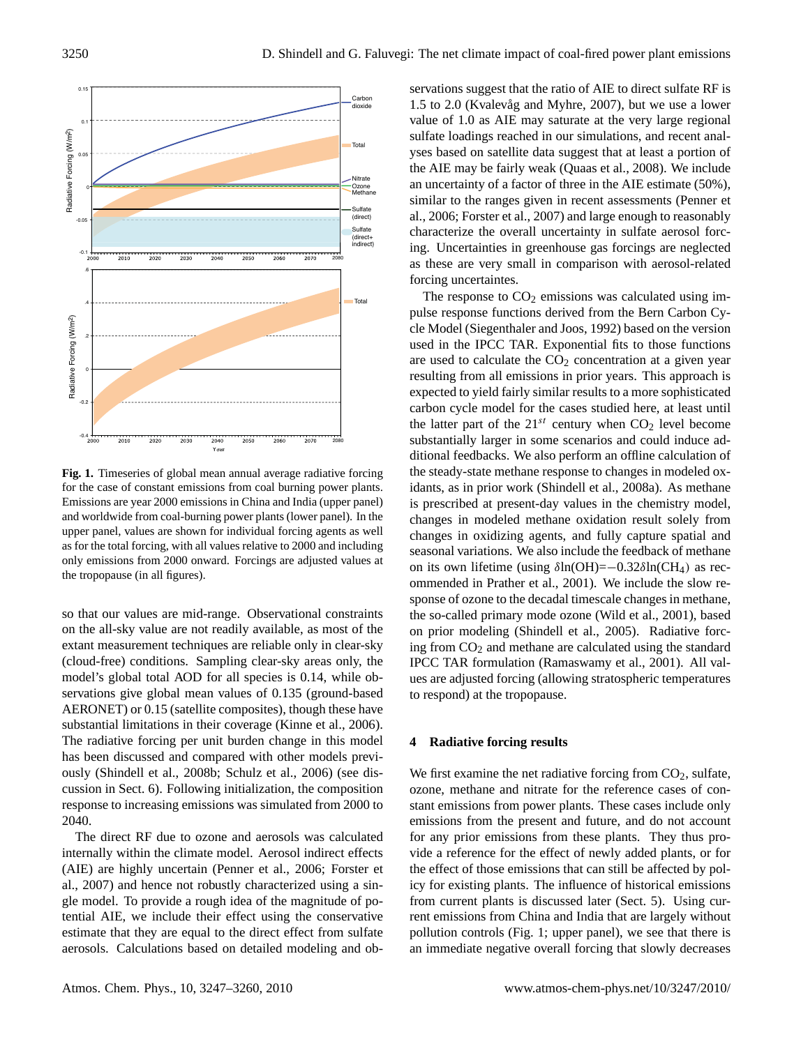**Fig. 1.** Timeseries of global mean annual average radiative forcing for the case of constant emissions from coal burning power plants. Emissions are year 2000 emissions in China and India (upper panel) and worldwide from coal-burning power plants (lower panel). In the upper panel, values are shown for individual forcing agents as well as for the total forcing, with all values relative to 2000 and including only emissions from 2000 onward. Forcings are adjusted values at the tropopause (in all figures).

so that our values are mid-range. Observational constraints on the all-sky value are not readily available, as most of the extant measurement techniques are reliable only in clear-sky (cloud-free) conditions. Sampling clear-sky areas only, the model's global total AOD for all species is 0.14, while observations give global mean values of 0.135 (ground-based AERONET) or 0.15 (satellite composites), though these have substantial limitations in their coverage (Kinne et al., 2006). The radiative forcing per unit burden change in this model has been discussed and compared with other models previously (Shindell et al., 2008b; Schulz et al., 2006) (see discussion in Sect. 6). Following initialization, the composition response to increasing emissions was simulated from 2000 to 2040.

The direct RF due to ozone and aerosols was calculated internally within the climate model. Aerosol indirect effects (AIE) are highly uncertain (Penner et al., 2006; Forster et al., 2007) and hence not robustly characterized using a single model. To provide a rough idea of the magnitude of potential AIE, we include their effect using the conservative estimate that they are equal to the direct effect from sulfate aerosols. Calculations based on detailed modeling and observations suggest that the ratio of AIE to direct sulfate RF is 1.5 to 2.0 (Kvalevåg and Myhre, 2007), but we use a lower value of 1.0 as AIE may saturate at the very large regional sulfate loadings reached in our simulations, and recent analyses based on satellite data suggest that at least a portion of the AIE may be fairly weak (Quaas et al., 2008). We include an uncertainty of a factor of three in the AIE estimate (50%), similar to the ranges given in recent assessments (Penner et al., 2006; Forster et al., 2007) and large enough to reasonably characterize the overall uncertainty in sulfate aerosol forcing. Uncertainties in greenhouse gas forcings are neglected as these are very small in comparison with aerosol-related forcing uncertaintes.

The response to $CO_2$ emissions was calculated using impulse response functions derived from the Bern Carbon Cycle Model (Siegenthaler and Joos, 1992) based on the version used in the IPCC TAR. Exponential fits to those functions are used to calculate the $CO_2$ concentration at a given year resulting from all emissions in prior years. This approach is expected to yield fairly similar results to a more sophisticated carbon cycle model for the cases studied here, at least until the latter part of the $21^{st}$ century when $CO_2$ level become substantially larger in some scenarios and could induce additional feedbacks. We also perform an offline calculation of the steady-state methane response to changes in modeled oxidants, as in prior work (Shindell et al., 2008a). As methane is prescribed at present-day values in the chemistry model, changes in modeled methane oxidation result solely from changes in oxidizing agents, and fully capture spatial and seasonal variations. We also include the feedback of methane on its own lifetime (using $\delta\ln(\mathrm{OH}) = -0.32\delta\ln(\mathrm{CH_4})$ as recommended in Prather et al., 2001). We include the slow response of ozone to the decadal timescale changes in methane, the so-called primary mode ozone (Wild et al., 2001), based on prior modeling (Shindell et al., 2005). Radiative forcing from $CO_2$ and methane are calculated using the standard IPCC TAR formulation (Ramaswamy et al., 2001). All values are adjusted forcing (allowing stratospheric temperatures to respond) at the tropopause.

## 4 Radiative forcing results

We first examine the net radiative forcing from $CO_2$, sulfate, ozone, methane and nitrate for the reference cases of constant emissions from power plants. These cases include only emissions from the present and future, and do not account for any prior emissions from these plants. They thus provide a reference for the effect of newly added plants, or for the effect of those emissions that can still be affected by policy for existing plants. The influence of historical emissions from current plants is discussed later (Sect. 5). Using current emissions from China and India that are largely without pollution controls (Fig. 1; upper panel), we see that there is an immediate negative overall forcing that slowly decreases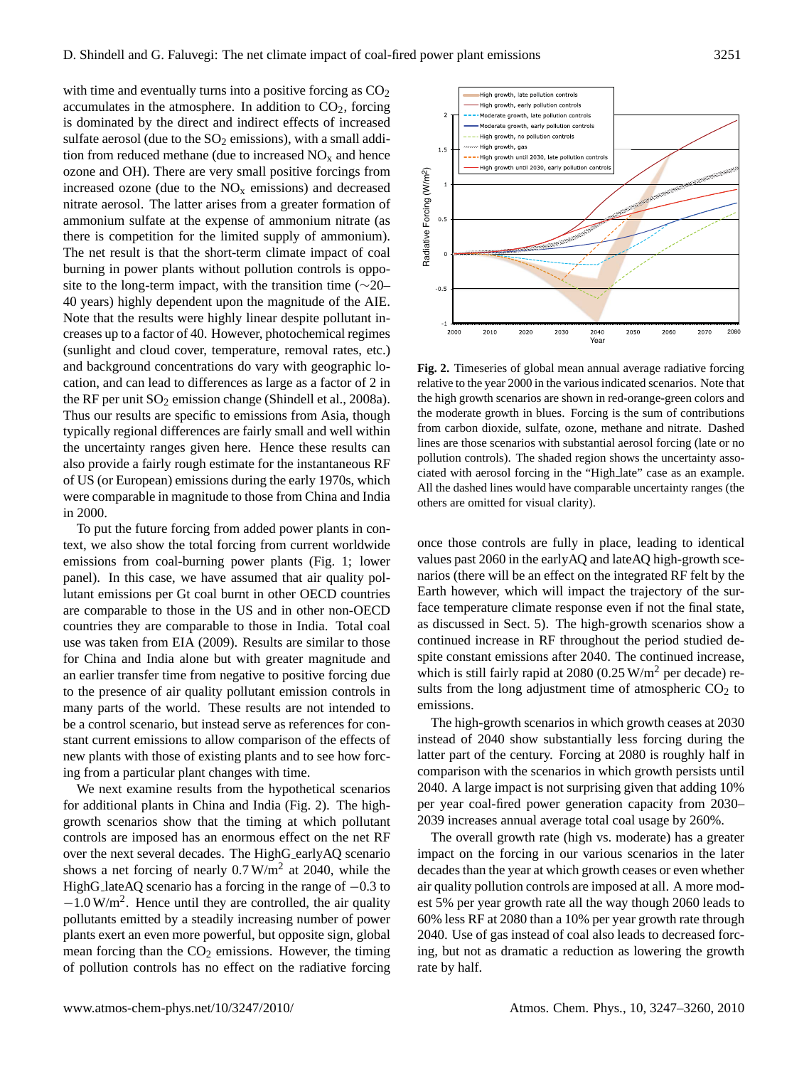with time and eventually turns into a positive forcing as $CO_2$ accumulates in the atmosphere. In addition to $CO_2$, forcing is dominated by the direct and indirect effects of increased sulfate aerosol (due to the $SO_2$ emissions), with a small addition from reduced methane (due to increased $NO_x$ and hence ozone and OH). There are very small positive forcings from increased ozone (due to the $NO_x$ emissions) and decreased nitrate aerosol. The latter arises from a greater formation of ammonium sulfate at the expense of ammonium nitrate (as there is competition for the limited supply of ammonium). The net result is that the short-term climate impact of coal burning in power plants without pollution controls is opposite to the long-term impact, with the transition time (∼20–40 years) highly dependent upon the magnitude of the AIE. Note that the results were highly linear despite pollutant increases up to a factor of 40. However, photochemical regimes (sunlight and cloud cover, temperature, removal rates, etc.) and background concentrations do vary with geographic location, and can lead to differences as large as a factor of 2 in the RF per unit $SO_2$ emission change (Shindell et al., 2008a). Thus our results are specific to emissions from Asia, though typically regional differences are fairly small and well within the uncertainty ranges given here. Hence these results can also provide a fairly rough estimate for the instantaneous RF of US (or European) emissions during the early 1970s, which were comparable in magnitude to those from China and India in 2000.

To put the future forcing from added power plants in context, we also show the total forcing from current worldwide emissions from coal-burning power plants (Fig. 1; lower panel). In this case, we have assumed that air quality pollutant emissions per Gt coal burnt in other OECD countries are comparable to those in the US and in other non-OECD countries they are comparable to those in India. Total coal use was taken from EIA (2009). Results are similar to those for China and India alone but with greater magnitude and an earlier transfer time from negative to positive forcing due to the presence of air quality pollutant emission controls in many parts of the world. These results are not intended to be a control scenario, but instead serve as references for constant current emissions to allow comparison of the effects of new plants with those of existing plants and to see how forcing from a particular plant changes with time.

We next examine results from the hypothetical scenarios for additional plants in China and India (Fig. 2). The high-growth scenarios show that the timing at which pollutant controls are imposed has an enormous effect on the net RF over the next several decades. The HighG_earlyAQ scenario shows a net forcing of nearly 0.7 $W/m^2$ at 2040, while the HighG_lateAQ scenario has a forcing in the range of −0.3 to −1.0 $W/m^2$. Hence until they are controlled, the air quality pollutants emitted by a steadily increasing number of power plants exert an even more powerful, but opposite sign, global mean forcing than the $CO_2$ emissions. However, the timing of pollution controls has no effect on the radiative forcing once those controls are fully in place, leading to identical values past 2060 in the earlyAQ and lateAQ high-growth scenarios (there will be an effect on the integrated RF felt by the Earth however, which will impact the trajectory of the surface temperature climate response even if not the final state, as discussed in Sect. 5). The high-growth scenarios show a continued increase in RF throughout the period studied despite constant emissions after 2040. The continued increase, which is still fairly rapid at 2080 (0.25 $W/m^2$ per decade) results from the long adjustment time of atmospheric $CO_2$ to emissions.

**Fig. 2.** Timeseries of global mean annual average radiative forcing relative to the year 2000 in the various indicated scenarios. Note that the high growth scenarios are shown in red-orange-green colors and the moderate growth in blues. Forcing is the sum of contributions from carbon dioxide, sulfate, ozone, methane and nitrate. Dashed lines are those scenarios with substantial aerosol forcing (late or no pollution controls). The shaded region shows the uncertainty associated with aerosol forcing in the "High_late" case as an example. All the dashed lines would have comparable uncertainty ranges (the others are omitted for visual clarity).

The high-growth scenarios in which growth ceases at 2030 instead of 2040 show substantially less forcing during the latter part of the century. Forcing at 2080 is roughly half in comparison with the scenarios in which growth persists until 2040. A large impact is not surprising given that adding 10% per year coal-fired power generation capacity from 2030–2039 increases annual average total coal usage by 260%.

The overall growth rate (high vs. moderate) has a greater impact on the forcing in our various scenarios in the later decades than the year at which growth ceases or even whether air quality pollution controls are imposed at all. A more modest 5% per year growth rate all the way though 2060 leads to 60% less RF at 2080 than a 10% per year growth rate through 2040. Use of gas instead of coal also leads to decreased forcing, but not as dramatic a reduction as lowering the growth rate by half.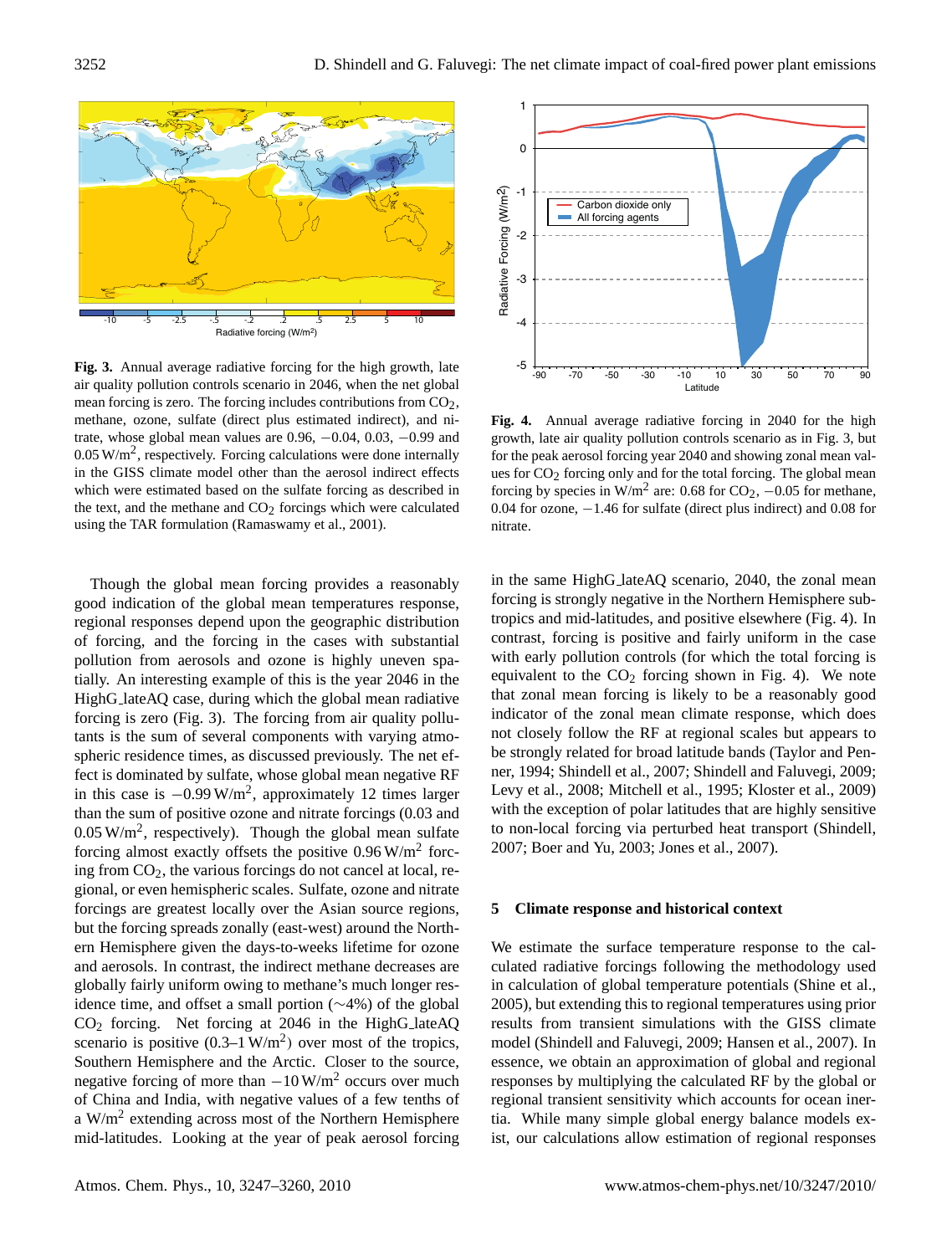**Fig. 3.** Annual average radiative forcing for the high growth, late air quality pollution controls scenario in 2046, when the net global mean forcing is zero. The forcing includes contributions from $CO_2$, methane, ozone, sulfate (direct plus estimated indirect), and nitrate, whose global mean values are 0.96, −0.04, 0.03, −0.99 and 0.05 $W/m^2$, respectively. Forcing calculations were done internally in the GISS climate model other than the aerosol indirect effects which were estimated based on the sulfate forcing as described in the text, and the methane and $CO_2$ forcings which were calculated using the TAR formulation (Ramaswamy et al., 2001).

**Fig. 4.** Annual average radiative forcing in 2040 for the high growth, late air quality pollution controls scenario as in Fig. 3, but for the peak aerosol forcing year 2040 and showing zonal mean values for $CO_2$ forcing only and for the total forcing. The global mean forcing by species in $W/m^2$ are: 0.68 for $CO_2$, −0.05 for methane, 0.04 for ozone, −1.46 for sulfate (direct plus indirect) and 0.08 for nitrate.

Though the global mean forcing provides a reasonably good indication of the global mean temperatures response, regional responses depend upon the geographic distribution of forcing, and the forcing in the cases with substantial pollution from aerosols and ozone is highly uneven spatially. An interesting example of this is the year 2046 in the HighG_lateAQ case, during which the global mean radiative forcing is zero (Fig. 3). The forcing from air quality pollutants is the sum of several components with varying atmospheric residence times, as discussed previously. The net effect is dominated by sulfate, whose global mean negative RF in this case is −0.99 $W/m^2$, approximately 12 times larger than the sum of positive ozone and nitrate forcings (0.03 and 0.05 $W/m^2$, respectively). Though the global mean sulfate forcing almost exactly offsets the positive 0.96 $W/m^2$ forcing from $CO_2$, the various forcings do not cancel at local, regional, or even hemispheric scales. Sulfate, ozone and nitrate forcings are greatest locally over the Asian source regions, but the forcing spreads zonally (east-west) around the Northern Hemisphere given the days-to-weeks lifetime for ozone and aerosols. In contrast, the indirect methane decreases are globally fairly uniform owing to methane's much longer residence time, and offset a small portion (∼4%) of the global $CO_2$ forcing. Net forcing at 2046 in the HighG_lateAQ scenario is positive (0.3–1 $W/m^2$) over most of the tropics, Southern Hemisphere and the Arctic. Closer to the source, negative forcing of more than −10 $W/m^2$ occurs over much of China and India, with negative values of a few tenths of a $W/m^2$ extending across most of the Northern Hemisphere mid-latitudes. Looking at the year of peak aerosol forcing in the same HighG_lateAQ scenario, 2040, the zonal mean forcing is strongly negative in the Northern Hemisphere subtropics and mid-latitudes, and positive elsewhere (Fig. 4). In contrast, forcing is positive and fairly uniform in the case with early pollution controls (for which the total forcing is equivalent to the $CO_2$ forcing shown in Fig. 4). We note that zonal mean forcing is likely to be a reasonably good indicator of the zonal mean climate response, which does not closely follow the RF at regional scales but appears to be strongly related for broad latitude bands (Taylor and Penner, 1994; Shindell et al., 2007; Shindell and Faluvegi, 2009; Levy et al., 2008; Mitchell et al., 1995; Kloster et al., 2009) with the exception of polar latitudes that are highly sensitive to non-local forcing via perturbed heat transport (Shindell, 2007; Boer and Yu, 2003; Jones et al., 2007).

## 5 Climate response and historical context

We estimate the surface temperature response to the calculated radiative forcings following the methodology used in calculation of global temperature potentials (Shine et al., 2005), but extending this to regional temperatures using prior results from transient simulations with the GISS climate model (Shindell and Faluvegi, 2009; Hansen et al., 2007). In essence, we obtain an approximation of global and regional responses by multiplying the calculated RF by the global or regional transient sensitivity which accounts for ocean inertia. While many simple global energy balance models exist, our calculations allow estimation of regional responses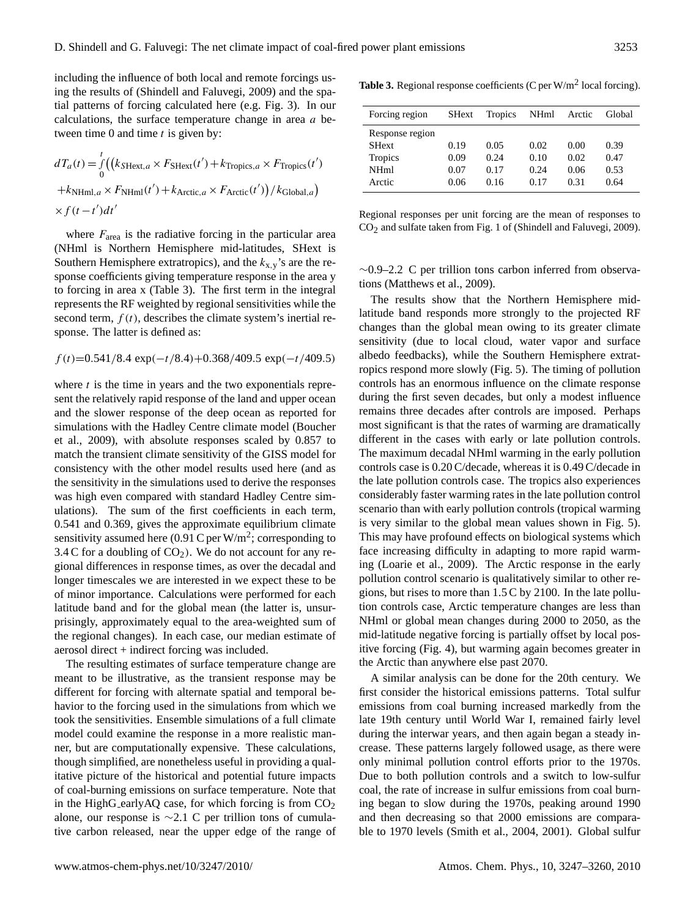including the influence of both local and remote forcings using the results of (Shindell and Faluvegi, 2009) and the spatial patterns of forcing calculated here (e.g. Fig. 3). In our calculations, the surface temperature change in area $a$ between time 0 and time $t$ is given by:

$$dT_a(t) = \int_0^t \Big( \big( k_{\text{SHext},a} \times F_{\text{SHext}}(t') + k_{\text{Tropics},a} \times F_{\text{Tropics}}(t') + k_{\text{NHml},a} \times F_{\text{NHml}}(t') + k_{\text{Arctic},a} \times F_{\text{Arctic}}(t') \big) / k_{\text{Global},a} \Big) \times f(t-t')dt'$$

where $F_{\text{area}}$ is the radiative forcing in the particular area (NHml is Northern Hemisphere mid-latitudes, SHext is Southern Hemisphere extratropics), and the $k_{\text{x,y}}$'s are the response coefficients giving temperature response in the area y to forcing in area x (Table 3). The first term in the integral represents the RF weighted by regional sensitivities while the second term, $f(t)$, describes the climate system's inertial response. The latter is defined as:

$$f(t)=0.541/8.4 \exp(-t/8.4)+0.368/409.5 \exp(-t/409.5)$$

where $t$ is the time in years and the two exponentials represent the relatively rapid response of the land and upper ocean and the slower response of the deep ocean as reported for simulations with the Hadley Centre climate model (Boucher et al., 2009), with absolute responses scaled by 0.857 to match the transient climate sensitivity of the GISS model for consistency with the other model results used here (and as the sensitivity in the simulations used to derive the responses was high even compared with standard Hadley Centre simulations). The sum of the first coefficients in each term, 0.541 and 0.369, gives the approximate equilibrium climate sensitivity assumed here (0.91 C per W/m$^2$; corresponding to 3.4 C for a doubling of $CO_2$). We do not account for any regional differences in response times, as over the decadal and longer timescales we are interested in we expect these to be of minor importance. Calculations were performed for each latitude band and for the global mean (the latter is, unsurprisingly, approximately equal to the area-weighted sum of the regional changes). In each case, our median estimate of aerosol direct + indirect forcing was included.

The resulting estimates of surface temperature change are meant to be illustrative, as the transient response may be different for forcing with alternate spatial and temporal behavior to the forcing used in the simulations from which we took the sensitivities. Ensemble simulations of a full climate model could examine the response in a more realistic manner, but are computationally expensive. These calculations, though simplified, are nonetheless useful in providing a qualitative picture of the historical and potential future impacts of coal-burning emissions on surface temperature. Note that in the HighG_earlyAQ case, for which forcing is from $CO_2$ alone, our response is ~2.1 C per trillion tons of cumulative carbon released, near the upper edge of the range of ~0.9–2.2 C per trillion tons carbon inferred from observations (Matthews et al., 2009).

**Table 3.** Regional response coefficients (C per W/m$^2$ local forcing).

| Forcing region | SHext | Tropics | NHml | Arctic | Global |
|---|---|---|---|---|---|
| Response region | | | | | |
| SHext | 0.19 | 0.05 | 0.02 | 0.00 | 0.39 |
| Tropics | 0.09 | 0.24 | 0.10 | 0.02 | 0.47 |
| NHml | 0.07 | 0.17 | 0.24 | 0.06 | 0.53 |
| Arctic | 0.06 | 0.16 | 0.17 | 0.31 | 0.64 |

Regional responses per unit forcing are the mean of responses to $CO_2$ and sulfate taken from Fig. 1 of (Shindell and Faluvegi, 2009).

The results show that the Northern Hemisphere mid-latitude band responds more strongly to the projected RF changes than the global mean owing to its greater climate sensitivity (due to local cloud, water vapor and surface albedo feedbacks), while the Southern Hemisphere extratropics respond more slowly (Fig. 5). The timing of pollution controls has an enormous influence on the climate response during the first seven decades, but only a modest influence remains three decades after controls are imposed. Perhaps most significant is that the rates of warming are dramatically different in the cases with early or late pollution controls. The maximum decadal NHml warming in the early pollution controls case is 0.20 C/decade, whereas it is 0.49 C/decade in the late pollution controls case. The tropics also experiences considerably faster warming rates in the late pollution control scenario than with early pollution controls (tropical warming is very similar to the global mean values shown in Fig. 5). This may have profound effects on biological systems which face increasing difficulty in adapting to more rapid warming (Loarie et al., 2009). The Arctic response in the early pollution control scenario is qualitatively similar to other regions, but rises to more than 1.5 C by 2100. In the late pollution controls case, Arctic temperature changes are less than NHml or global mean changes during 2000 to 2050, as the mid-latitude negative forcing is partially offset by local positive forcing (Fig. 4), but warming again becomes greater in the Arctic than anywhere else past 2070.

A similar analysis can be done for the 20th century. We first consider the historical emissions patterns. Total sulfur emissions from coal burning increased markedly from the late 19th century until World War I, remained fairly level during the interwar years, and then again began a steady increase. These patterns largely followed usage, as there were only minimal pollution control efforts prior to the 1970s. Due to both pollution controls and a switch to low-sulfur coal, the rate of increase in sulfur emissions from coal burning began to slow during the 1970s, peaking around 1990 and then decreasing so that 2000 emissions are comparable to 1970 levels (Smith et al., 2004, 2001). Global sulfur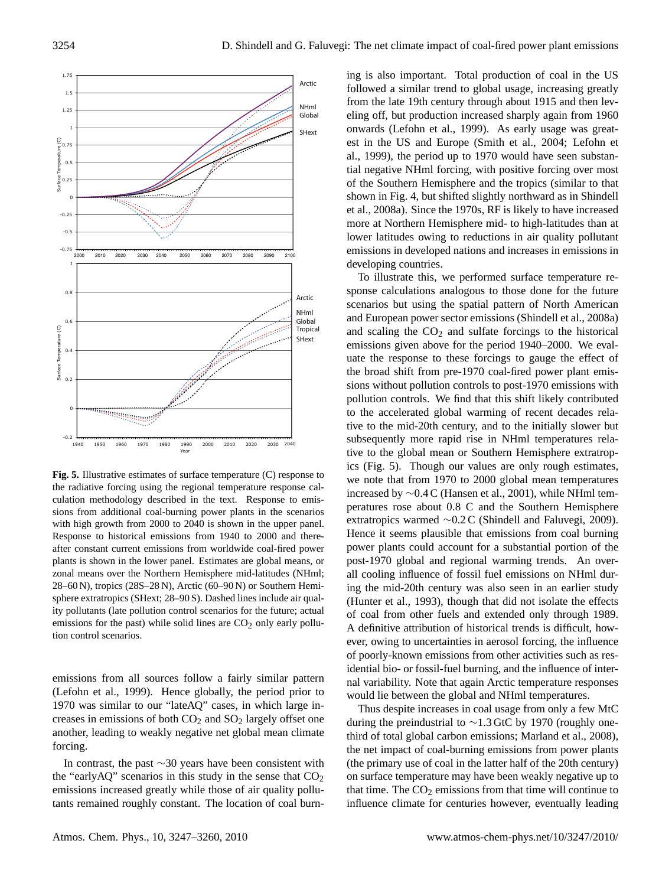**Fig. 5.** Illustrative estimates of surface temperature (C) response to the radiative forcing using the regional temperature response calculation methodology described in the text. Response to emissions from additional coal-burning power plants in the scenarios with high growth from 2000 to 2040 is shown in the upper panel. Response to historical emissions from 1940 to 2000 and thereafter constant current emissions from worldwide coal-fired power plants is shown in the lower panel. Estimates are global means, or zonal means over the Northern Hemisphere mid-latitudes (NHml; 28–60 N), tropics (28S–28 N), Arctic (60–90 N) or Southern Hemisphere extratropics (SHext; 28–90 S). Dashed lines include air quality pollutants (late pollution control scenarios for the future; actual emissions for the past) while solid lines are $CO_2$ only early pollution control scenarios.

emissions from all sources follow a fairly similar pattern (Lefohn et al., 1999). Hence globally, the period prior to 1970 was similar to our "lateAQ" cases, in which large increases in emissions of both $CO_2$ and $SO_2$ largely offset one another, leading to weakly negative net global mean climate forcing.

In contrast, the past ~30 years have been consistent with the "earlyAQ" scenarios in this study in the sense that $CO_2$ emissions increased greatly while those of air quality pollutants remained roughly constant. The location of coal burning is also important. Total production of coal in the US followed a similar trend to global usage, increasing greatly from the late 19th century through about 1915 and then leveling off, but production increased sharply again from 1960 onwards (Lefohn et al., 1999). As early usage was greatest in the US and Europe (Smith et al., 2004; Lefohn et al., 1999), the period up to 1970 would have seen substantial negative NHml forcing, with positive forcing over most of the Southern Hemisphere and the tropics (similar to that shown in Fig. 4, but shifted slightly northward as in Shindell et al., 2008a). Since the 1970s, RF is likely to have increased more at Northern Hemisphere mid- to high-latitudes than at lower latitudes owing to reductions in air quality pollutant emissions in developed nations and increases in emissions in developing countries.

To illustrate this, we performed surface temperature response calculations analogous to those done for the future scenarios but using the spatial pattern of North American and European power sector emissions (Shindell et al., 2008a) and scaling the $CO_2$ and sulfate forcings to the historical emissions given above for the period 1940–2000. We evaluate the response to these forcings to gauge the effect of the broad shift from pre-1970 coal-fired power plant emissions without pollution controls to post-1970 emissions with pollution controls. We find that this shift likely contributed to the accelerated global warming of recent decades relative to the mid-20th century, and to the initially slower but subsequently more rapid rise in NHml temperatures relative to the global mean or Southern Hemisphere extratropics (Fig. 5). Though our values are only rough estimates, we note that from 1970 to 2000 global mean temperatures increased by ~0.4 C (Hansen et al., 2001), while NHml temperatures rose about 0.8 C and the Southern Hemisphere extratropics warmed ~0.2 C (Shindell and Faluvegi, 2009). Hence it seems plausible that emissions from coal burning power plants could account for a substantial portion of the post-1970 global and regional warming trends. An overall cooling influence of fossil fuel emissions on NHml during the mid-20th century was also seen in an earlier study (Hunter et al., 1993), though that did not isolate the effects of coal from other fuels and extended only through 1989. A definitive attribution of historical trends is difficult, however, owing to uncertainties in aerosol forcing, the influence of poorly-known emissions from other activities such as residential bio- or fossil-fuel burning, and the influence of internal variability. Note that again Arctic temperature responses would lie between the global and NHml temperatures.

Thus despite increases in coal usage from only a few MtC during the preindustrial to ~1.3 GtC by 1970 (roughly one-third of total global carbon emissions; Marland et al., 2008), the net impact of coal-burning emissions from power plants (the primary use of coal in the latter half of the 20th century) on surface temperature may have been weakly negative up to that time. The $CO_2$ emissions from that time will continue to influence climate for centuries however, eventually leading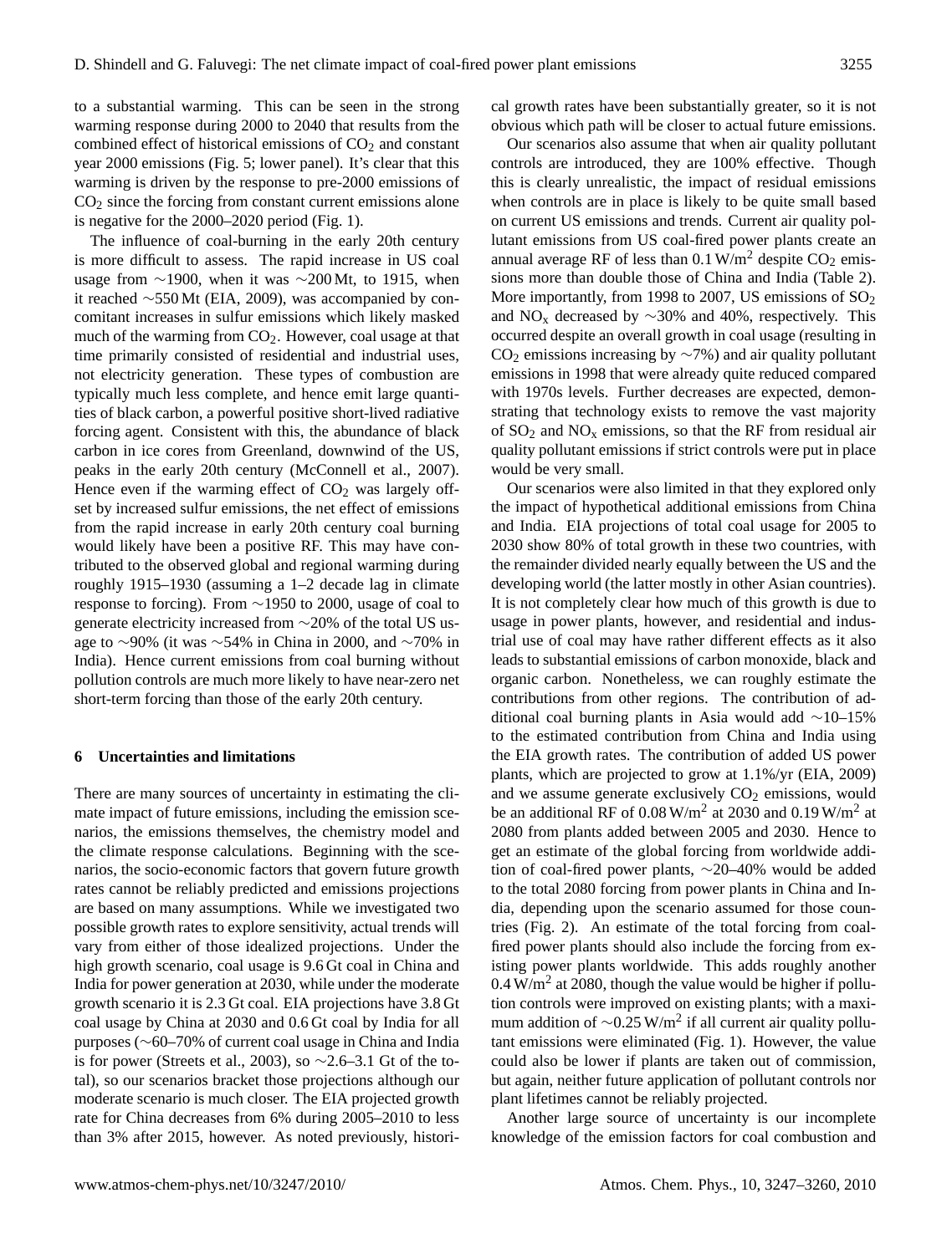to a substantial warming. This can be seen in the strong warming response during 2000 to 2040 that results from the combined effect of historical emissions of $CO_2$ and constant year 2000 emissions (Fig. 5; lower panel). It's clear that this warming is driven by the response to pre-2000 emissions of $CO_2$ since the forcing from constant current emissions alone is negative for the 2000–2020 period (Fig. 1).

The influence of coal-burning in the early 20th century is more difficult to assess. The rapid increase in US coal usage from ∼1900, when it was ∼200 Mt, to 1915, when it reached ∼550 Mt (EIA, 2009), was accompanied by concomitant increases in sulfur emissions which likely masked much of the warming from $CO_2$. However, coal usage at that time primarily consisted of residential and industrial uses, not electricity generation. These types of combustion are typically much less complete, and hence emit large quantities of black carbon, a powerful positive short-lived radiative forcing agent. Consistent with this, the abundance of black carbon in ice cores from Greenland, downwind of the US, peaks in the early 20th century (McConnell et al., 2007). Hence even if the warming effect of $CO_2$ was largely offset by increased sulfur emissions, the net effect of emissions from the rapid increase in early 20th century coal burning would likely have been a positive RF. This may have contributed to the observed global and regional warming during roughly 1915–1930 (assuming a 1–2 decade lag in climate response to forcing). From ∼1950 to 2000, usage of coal to generate electricity increased from ∼20% of the total US usage to ∼90% (it was ∼54% in China in 2000, and ∼70% in India). Hence current emissions from coal burning without pollution controls are much more likely to have near-zero net short-term forcing than those of the early 20th century.

## 6 Uncertainties and limitations

There are many sources of uncertainty in estimating the climate impact of future emissions, including the emission scenarios, the emissions themselves, the chemistry model and the climate response calculations. Beginning with the scenarios, the socio-economic factors that govern future growth rates cannot be reliably predicted and emissions projections are based on many assumptions. While we investigated two possible growth rates to explore sensitivity, actual trends will vary from either of those idealized projections. Under the high growth scenario, coal usage is 9.6 Gt coal in China and India for power generation at 2030, while under the moderate growth scenario it is 2.3 Gt coal. EIA projections have 3.8 Gt coal usage by China at 2030 and 0.6 Gt coal by India for all purposes (∼60–70% of current coal usage in China and India is for power (Streets et al., 2003), so ∼2.6–3.1 Gt of the total), so our scenarios bracket those projections although our moderate scenario is much closer. The EIA projected growth rate for China decreases from 6% during 2005–2010 to less than 3% after 2015, however. As noted previously, historical growth rates have been substantially greater, so it is not obvious which path will be closer to actual future emissions.

Our scenarios also assume that when air quality pollutant controls are introduced, they are 100% effective. Though this is clearly unrealistic, the impact of residual emissions when controls are in place is likely to be quite small based on current US emissions and trends. Current air quality pollutant emissions from US coal-fired power plants create an annual average RF of less than $0.1\,W/m^2$ despite $CO_2$ emissions more than double those of China and India (Table 2). More importantly, from 1998 to 2007, US emissions of $SO_2$ and $NO_x$ decreased by ∼30% and 40%, respectively. This occurred despite an overall growth in coal usage (resulting in $CO_2$ emissions increasing by ∼7%) and air quality pollutant emissions in 1998 that were already quite reduced compared with 1970s levels. Further decreases are expected, demonstrating that technology exists to remove the vast majority of $SO_2$ and $NO_x$ emissions, so that the RF from residual air quality pollutant emissions if strict controls were put in place would be very small.

Our scenarios were also limited in that they explored only the impact of hypothetical additional emissions from China and India. EIA projections of total coal usage for 2005 to 2030 show 80% of total growth in these two countries, with the remainder divided nearly equally between the US and the developing world (the latter mostly in other Asian countries). It is not completely clear how much of this growth is due to usage in power plants, however, and residential and industrial use of coal may have rather different effects as it also leads to substantial emissions of carbon monoxide, black and organic carbon. Nonetheless, we can roughly estimate the contributions from other regions. The contribution of additional coal burning plants in Asia would add ∼10–15% to the estimated contribution from China and India using the EIA growth rates. The contribution of added US power plants, which are projected to grow at 1.1%/yr (EIA, 2009) and we assume generate exclusively $CO_2$ emissions, would be an additional RF of $0.08\,W/m^2$ at 2030 and $0.19\,W/m^2$ at 2080 from plants added between 2005 and 2030. Hence to get an estimate of the global forcing from worldwide addition of coal-fired power plants, ∼20–40% would be added to the total 2080 forcing from power plants in China and India, depending upon the scenario assumed for those countries (Fig. 2). An estimate of the total forcing from coal-fired power plants should also include the forcing from existing power plants worldwide. This adds roughly another $0.4\,W/m^2$ at 2080, though the value would be higher if pollution controls were improved on existing plants; with a maximum addition of $\sim 0.25\,W/m^2$ if all current air quality pollutant emissions were eliminated (Fig. 1). However, the value could also be lower if plants are taken out of commission, but again, neither future application of pollutant controls nor plant lifetimes cannot be reliably projected.

Another large source of uncertainty is our incomplete knowledge of the emission factors for coal combustion and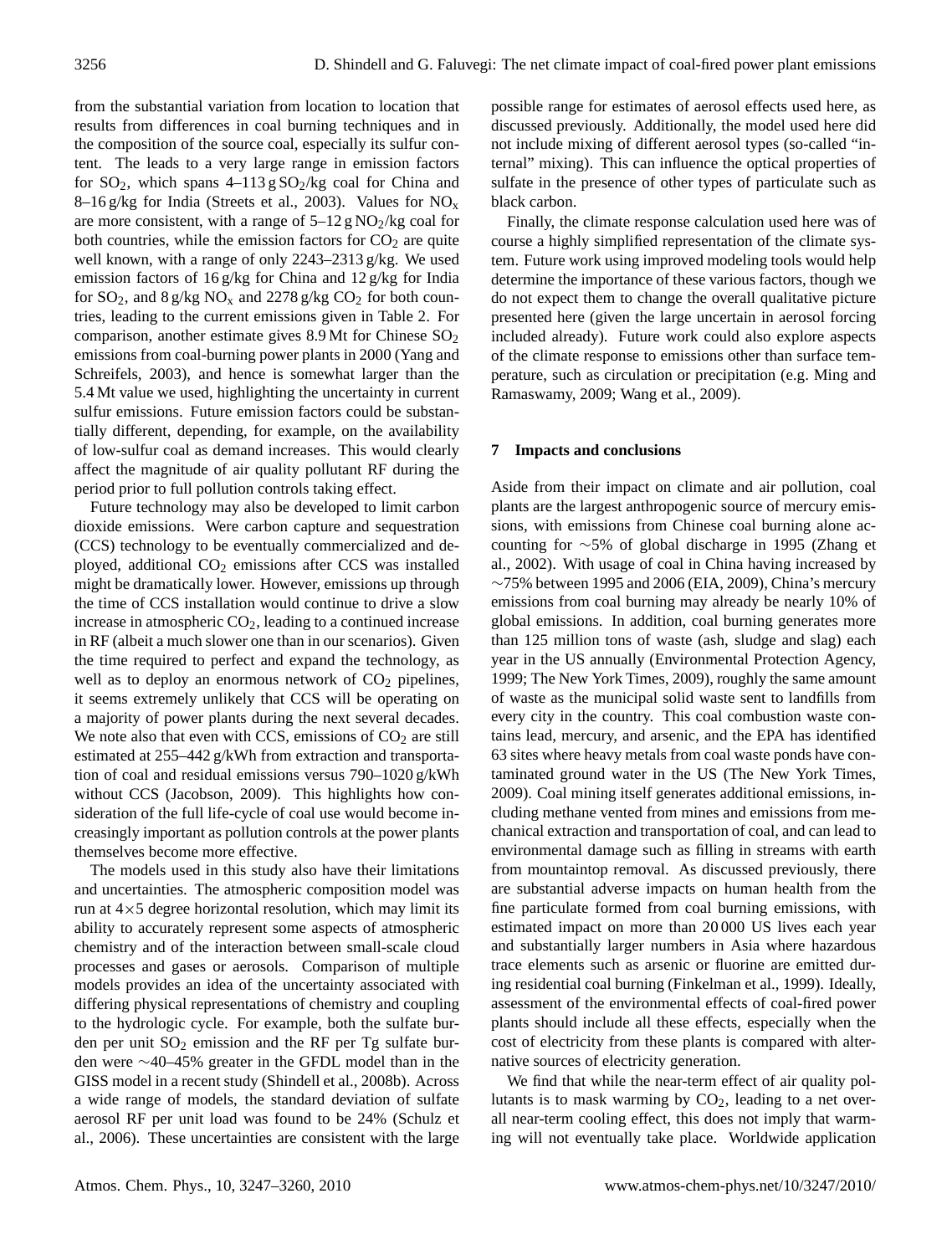from the substantial variation from location to location that results from differences in coal burning techniques and in the composition of the source coal, especially its sulfur content. The leads to a very large range in emission factors for $SO_2$, which spans 4–113 g $SO_2$/kg coal for China and 8–16 g/kg for India (Streets et al., 2003). Values for $NO_x$ are more consistent, with a range of 5–12 g $NO_2$/kg coal for both countries, while the emission factors for $CO_2$ are quite well known, with a range of only 2243–2313 g/kg. We used emission factors of 16 g/kg for China and 12 g/kg for India for $SO_2$, and 8 g/kg $NO_x$ and 2278 g/kg $CO_2$ for both countries, leading to the current emissions given in Table 2. For comparison, another estimate gives 8.9 Mt for Chinese $SO_2$ emissions from coal-burning power plants in 2000 (Yang and Schreifels, 2003), and hence is somewhat larger than the 5.4 Mt value we used, highlighting the uncertainty in current sulfur emissions. Future emission factors could be substantially different, depending, for example, on the availability of low-sulfur coal as demand increases. This would clearly affect the magnitude of air quality pollutant RF during the period prior to full pollution controls taking effect.

Future technology may also be developed to limit carbon dioxide emissions. Were carbon capture and sequestration (CCS) technology to be eventually commercialized and deployed, additional $CO_2$ emissions after CCS was installed might be dramatically lower. However, emissions up through the time of CCS installation would continue to drive a slow increase in atmospheric $CO_2$, leading to a continued increase in RF (albeit a much slower one than in our scenarios). Given the time required to perfect and expand the technology, as well as to deploy an enormous network of $CO_2$ pipelines, it seems extremely unlikely that CCS will be operating on a majority of power plants during the next several decades. We note also that even with CCS, emissions of $CO_2$ are still estimated at 255–442 g/kWh from extraction and transportation of coal and residual emissions versus 790–1020 g/kWh without CCS (Jacobson, 2009). This highlights how consideration of the full life-cycle of coal use would become increasingly important as pollution controls at the power plants themselves become more effective.

The models used in this study also have their limitations and uncertainties. The atmospheric composition model was run at 4×5 degree horizontal resolution, which may limit its ability to accurately represent some aspects of atmospheric chemistry and of the interaction between small-scale cloud processes and gases or aerosols. Comparison of multiple models provides an idea of the uncertainty associated with differing physical representations of chemistry and coupling to the hydrologic cycle. For example, both the sulfate burden per unit $SO_2$ emission and the RF per Tg sulfate burden were ~40–45% greater in the GFDL model than in the GISS model in a recent study (Shindell et al., 2008b). Across a wide range of models, the standard deviation of sulfate aerosol RF per unit load was found to be 24% (Schulz et al., 2006). These uncertainties are consistent with the large possible range for estimates of aerosol effects used here, as discussed previously. Additionally, the model used here did not include mixing of different aerosol types (so-called "internal" mixing). This can influence the optical properties of sulfate in the presence of other types of particulate such as black carbon.

Finally, the climate response calculation used here was of course a highly simplified representation of the climate system. Future work using improved modeling tools would help determine the importance of these various factors, though we do not expect them to change the overall qualitative picture presented here (given the large uncertain in aerosol forcing included already). Future work could also explore aspects of the climate response to emissions other than surface temperature, such as circulation or precipitation (e.g. Ming and Ramaswamy, 2009; Wang et al., 2009).

## 7 Impacts and conclusions

Aside from their impact on climate and air pollution, coal plants are the largest anthropogenic source of mercury emissions, with emissions from Chinese coal burning alone accounting for ~5% of global discharge in 1995 (Zhang et al., 2002). With usage of coal in China having increased by ~75% between 1995 and 2006 (EIA, 2009), China's mercury emissions from coal burning may already be nearly 10% of global emissions. In addition, coal burning generates more than 125 million tons of waste (ash, sludge and slag) each year in the US annually (Environmental Protection Agency, 1999; The New York Times, 2009), roughly the same amount of waste as the municipal solid waste sent to landfills from every city in the country. This coal combustion waste contains lead, mercury, and arsenic, and the EPA has identified 63 sites where heavy metals from coal waste ponds have contaminated ground water in the US (The New York Times, 2009). Coal mining itself generates additional emissions, including methane vented from mines and emissions from mechanical extraction and transportation of coal, and can lead to environmental damage such as filling in streams with earth from mountaintop removal. As discussed previously, there are substantial adverse impacts on human health from the fine particulate formed from coal burning emissions, with estimated impact on more than 20 000 US lives each year and substantially larger numbers in Asia where hazardous trace elements such as arsenic or fluorine are emitted during residential coal burning (Finkelman et al., 1999). Ideally, assessment of the environmental effects of coal-fired power plants should include all these effects, especially when the cost of electricity from these plants is compared with alternative sources of electricity generation.

We find that while the near-term effect of air quality pollutants is to mask warming by $CO_2$, leading to a net overall near-term cooling effect, this does not imply that warming will not eventually take place. Worldwide application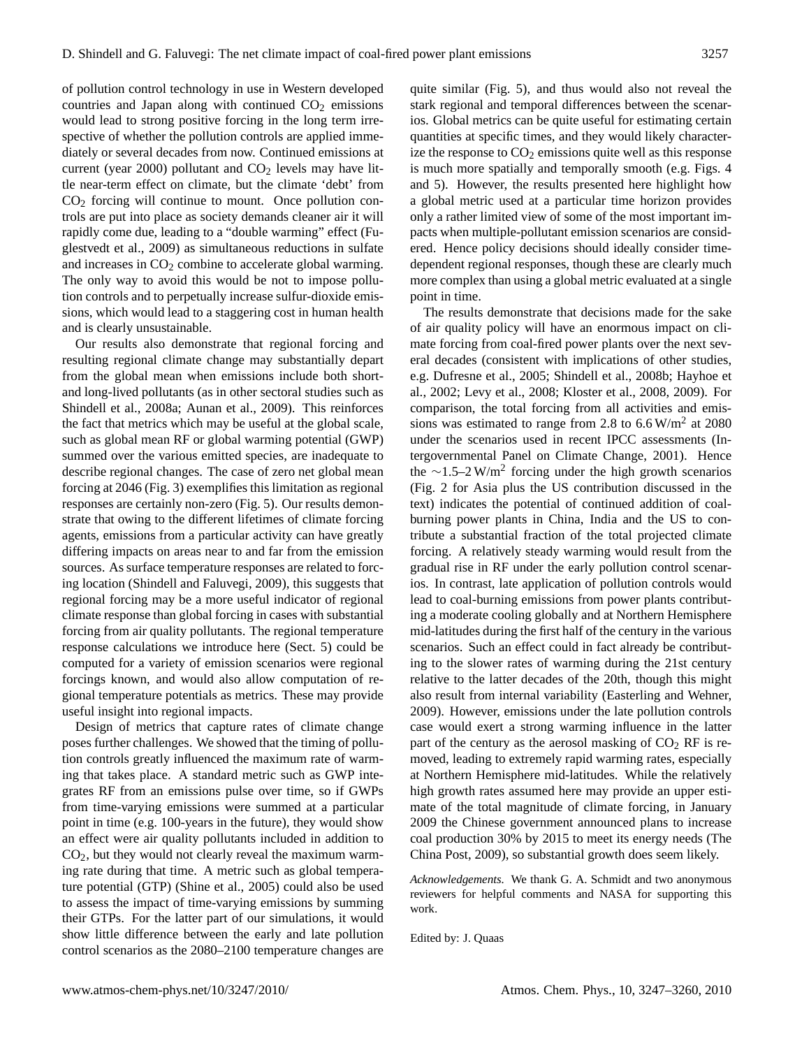of pollution control technology in use in Western developed countries and Japan along with continued $CO_2$ emissions would lead to strong positive forcing in the long term irrespective of whether the pollution controls are applied immediately or several decades from now. Continued emissions at current (year 2000) pollutant and $CO_2$ levels may have little near-term effect on climate, but the climate 'debt' from $CO_2$ forcing will continue to mount. Once pollution controls are put into place as society demands cleaner air it will rapidly come due, leading to a "double warming" effect (Fuglestvedt et al., 2009) as simultaneous reductions in sulfate and increases in $CO_2$ combine to accelerate global warming. The only way to avoid this would be not to impose pollution controls and to perpetually increase sulfur-dioxide emissions, which would lead to a staggering cost in human health and is clearly unsustainable.

Our results also demonstrate that regional forcing and resulting regional climate change may substantially depart from the global mean when emissions include both short- and long-lived pollutants (as in other sectoral studies such as Shindell et al., 2008a; Aunan et al., 2009). This reinforces the fact that metrics which may be useful at the global scale, such as global mean RF or global warming potential (GWP) summed over the various emitted species, are inadequate to describe regional changes. The case of zero net global mean forcing at 2046 (Fig. 3) exemplifies this limitation as regional responses are certainly non-zero (Fig. 5). Our results demonstrate that owing to the different lifetimes of climate forcing agents, emissions from a particular activity can have greatly differing impacts on areas near to and far from the emission sources. As surface temperature responses are related to forcing location (Shindell and Faluvegi, 2009), this suggests that regional forcing may be a more useful indicator of regional climate response than global forcing in cases with substantial forcing from air quality pollutants. The regional temperature response calculations we introduce here (Sect. 5) could be computed for a variety of emission scenarios were regional forcings known, and would also allow computation of regional temperature potentials as metrics. These may provide useful insight into regional impacts.

Design of metrics that capture rates of climate change poses further challenges. We showed that the timing of pollution controls greatly influenced the maximum rate of warming that takes place. A standard metric such as GWP integrates RF from an emissions pulse over time, so if GWPs from time-varying emissions were summed at a particular point in time (e.g. 100-years in the future), they would show an effect were air quality pollutants included in addition to $CO_2$, but they would not clearly reveal the maximum warming rate during that time. A metric such as global temperature potential (GTP) (Shine et al., 2005) could also be used to assess the impact of time-varying emissions by summing their GTPs. For the latter part of our simulations, it would show little difference between the early and late pollution control scenarios as the 2080–2100 temperature changes are quite similar (Fig. 5), and thus would also not reveal the stark regional and temporal differences between the scenarios. Global metrics can be quite useful for estimating certain quantities at specific times, and they would likely characterize the response to $CO_2$ emissions quite well as this response is much more spatially and temporally smooth (e.g. Figs. 4 and 5). However, the results presented here highlight how a global metric used at a particular time horizon provides only a rather limited view of some of the most important impacts when multiple-pollutant emission scenarios are considered. Hence policy decisions should ideally consider time-dependent regional responses, though these are clearly much more complex than using a global metric evaluated at a single point in time.

The results demonstrate that decisions made for the sake of air quality policy will have an enormous impact on climate forcing from coal-fired power plants over the next several decades (consistent with implications of other studies, e.g. Dufresne et al., 2005; Shindell et al., 2008b; Hayhoe et al., 2002; Levy et al., 2008; Kloster et al., 2008, 2009). For comparison, the total forcing from all activities and emissions was estimated to range from 2.8 to 6.6 $W/m^2$ at 2080 under the scenarios used in recent IPCC assessments (Intergovernmental Panel on Climate Change, 2001). Hence the $\sim$1.5–2 $W/m^2$ forcing under the high growth scenarios (Fig. 2 for Asia plus the US contribution discussed in the text) indicates the potential of continued addition of coal-burning power plants in China, India and the US to contribute a substantial fraction of the total projected climate forcing. A relatively steady warming would result from the gradual rise in RF under the early pollution control scenarios. In contrast, late application of pollution controls would lead to coal-burning emissions from power plants contributing a moderate cooling globally and at Northern Hemisphere mid-latitudes during the first half of the century in the various scenarios. Such an effect could in fact already be contributing to the slower rates of warming during the 21st century relative to the latter decades of the 20th, though this might also result from internal variability (Easterling and Wehner, 2009). However, emissions under the late pollution controls case would exert a strong warming influence in the latter part of the century as the aerosol masking of $CO_2$ RF is removed, leading to extremely rapid warming rates, especially at Northern Hemisphere mid-latitudes. While the relatively high growth rates assumed here may provide an upper estimate of the total magnitude of climate forcing, in January 2009 the Chinese government announced plans to increase coal production 30% by 2015 to meet its energy needs (The China Post, 2009), so substantial growth does seem likely.

*Acknowledgements.* We thank G. A. Schmidt and two anonymous reviewers for helpful comments and NASA for supporting this work.

Edited by: J. Quaas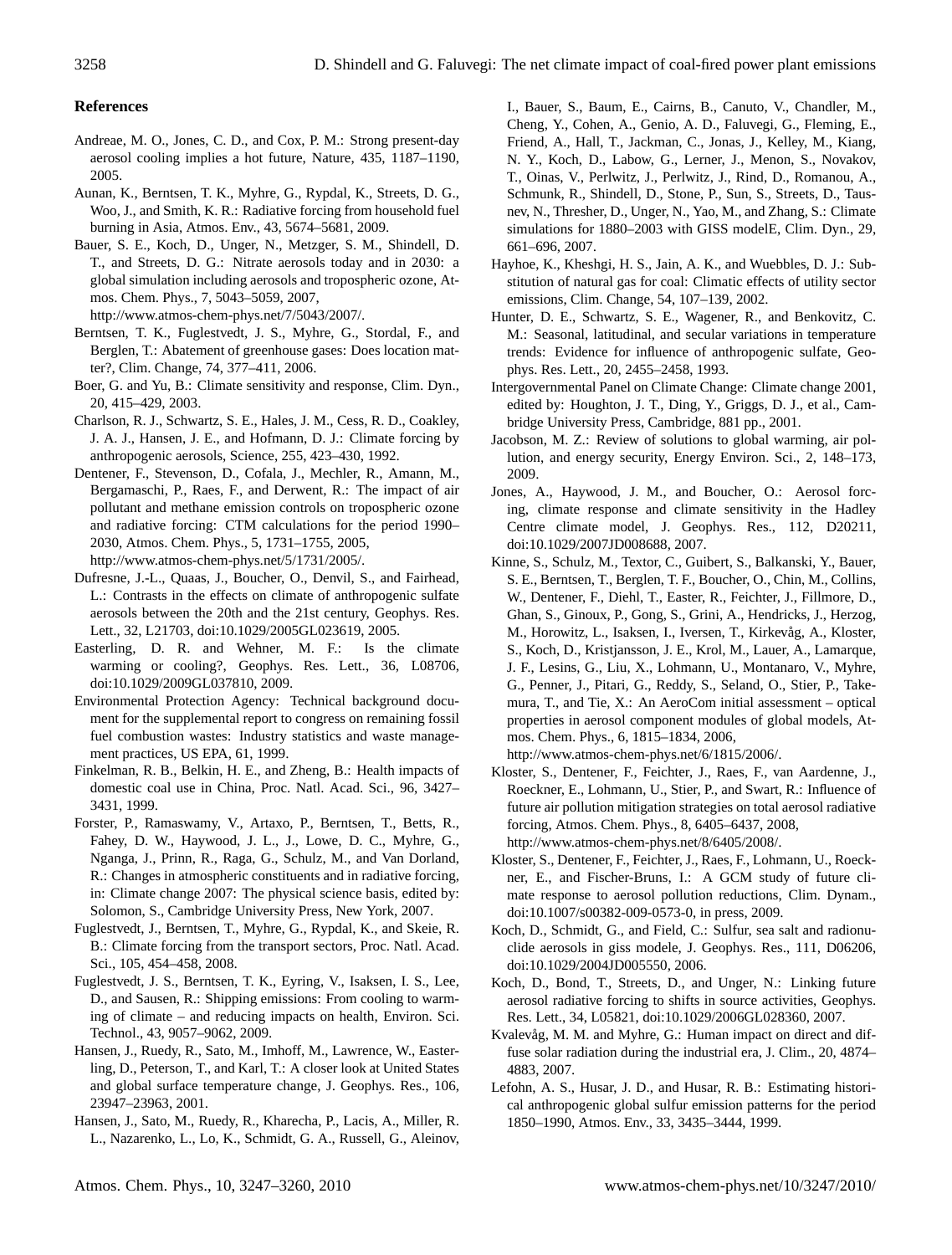## References

Andreae, M. O., Jones, C. D., and Cox, P. M.: Strong present-day aerosol cooling implies a hot future, Nature, 435, 1187–1190, 2005.

Aunan, K., Berntsen, T. K., Myhre, G., Rypdal, K., Streets, D. G., Woo, J., and Smith, K. R.: Radiative forcing from household fuel burning in Asia, Atmos. Env., 43, 5674–5681, 2009.

Bauer, S. E., Koch, D., Unger, N., Metzger, S. M., Shindell, D. T., and Streets, D. G.: Nitrate aerosols today and in 2030: a global simulation including aerosols and tropospheric ozone, Atmos. Chem. Phys., 7, 5043–5059, 2007, http://www.atmos-chem-phys.net/7/5043/2007/.

Berntsen, T. K., Fuglestvedt, J. S., Myhre, G., Stordal, F., and Berglen, T.: Abatement of greenhouse gases: Does location matter?, Clim. Change, 74, 377–411, 2006.

Boer, G. and Yu, B.: Climate sensitivity and response, Clim. Dyn., 20, 415–429, 2003.

Charlson, R. J., Schwartz, S. E., Hales, J. M., Cess, R. D., Coakley, J. A. J., Hansen, J. E., and Hofmann, D. J.: Climate forcing by anthropogenic aerosols, Science, 255, 423–430, 1992.

Dentener, F., Stevenson, D., Cofala, J., Mechler, R., Amann, M., Bergamaschi, P., Raes, F., and Derwent, R.: The impact of air pollutant and methane emission controls on tropospheric ozone and radiative forcing: CTM calculations for the period 1990–2030, Atmos. Chem. Phys., 5, 1731–1755, 2005, http://www.atmos-chem-phys.net/5/1731/2005/.

Dufresne, J.-L., Quaas, J., Boucher, O., Denvil, S., and Fairhead, L.: Contrasts in the effects on climate of anthropogenic sulfate aerosols between the 20th and the 21st century, Geophys. Res. Lett., 32, L21703, doi:10.1029/2005GL023619, 2005.

Easterling, D. R. and Wehner, M. F.: Is the climate warming or cooling?, Geophys. Res. Lett., 36, L08706, doi:10.1029/2009GL037810, 2009.

Environmental Protection Agency: Technical background document for the supplemental report to congress on remaining fossil fuel combustion wastes: Industry statistics and waste management practices, US EPA, 61, 1999.

Finkelman, R. B., Belkin, H. E., and Zheng, B.: Health impacts of domestic coal use in China, Proc. Natl. Acad. Sci., 96, 3427–3431, 1999.

Forster, P., Ramaswamy, V., Artaxo, P., Berntsen, T., Betts, R., Fahey, D. W., Haywood, J. L., J., Lowe, D. C., Myhre, G., Nganga, J., Prinn, R., Raga, G., Schulz, M., and Van Dorland, R.: Changes in atmospheric constituents and in radiative forcing, in: Climate change 2007: The physical science basis, edited by: Solomon, S., Cambridge University Press, New York, 2007.

Fuglestvedt, J., Berntsen, T., Myhre, G., Rypdal, K., and Skeie, R. B.: Climate forcing from the transport sectors, Proc. Natl. Acad. Sci., 105, 454–458, 2008.

Fuglestvedt, J. S., Berntsen, T. K., Eyring, V., Isaksen, I. S., Lee, D., and Sausen, R.: Shipping emissions: From cooling to warming of climate – and reducing impacts on health, Environ. Sci. Technol., 43, 9057–9062, 2009.

Hansen, J., Ruedy, R., Sato, M., Imhoff, M., Lawrence, W., Easterling, D., Peterson, T., and Karl, T.: A closer look at United States and global surface temperature change, J. Geophys. Res., 106, 23947–23963, 2001.

Hansen, J., Sato, M., Ruedy, R., Kharecha, P., Lacis, A., Miller, R. L., Nazarenko, L., Lo, K., Schmidt, G. A., Russell, G., Aleinov, I., Bauer, S., Baum, E., Cairns, B., Canuto, V., Chandler, M., Cheng, Y., Cohen, A., Genio, A. D., Faluvegi, G., Fleming, E., Friend, A., Hall, T., Jackman, C., Jonas, J., Kelley, M., Kiang, N. Y., Koch, D., Labow, G., Lerner, J., Menon, S., Novakov, T., Oinas, V., Perlwitz, J., Perlwitz, J., Rind, D., Romanou, A., Schmunk, R., Shindell, D., Stone, P., Sun, S., Streets, D., Tausnev, N., Thresher, D., Unger, N., Yao, M., and Zhang, S.: Climate simulations for 1880–2003 with GISS modelE, Clim. Dyn., 29, 661–696, 2007.

Hayhoe, K., Kheshgi, H. S., Jain, A. K., and Wuebbles, D. J.: Substitution of natural gas for coal: Climatic effects of utility sector emissions, Clim. Change, 54, 107–139, 2002.

Hunter, D. E., Schwartz, S. E., Wagener, R., and Benkovitz, C. M.: Seasonal, latitudinal, and secular variations in temperature trends: Evidence for influence of anthropogenic sulfate, Geophys. Res. Lett., 20, 2455–2458, 1993.

Intergovernmental Panel on Climate Change: Climate change 2001, edited by: Houghton, J. T., Ding, Y., Griggs, D. J., et al., Cambridge University Press, Cambridge, 881 pp., 2001.

Jacobson, M. Z.: Review of solutions to global warming, air pollution, and energy security, Energy Environ. Sci., 2, 148–173, 2009.

Jones, A., Haywood, J. M., and Boucher, O.: Aerosol forcing, climate response and climate sensitivity in the Hadley Centre climate model, J. Geophys. Res., 112, D20211, doi:10.1029/2007JD008688, 2007.

Kinne, S., Schulz, M., Textor, C., Guibert, S., Balkanski, Y., Bauer, S. E., Berntsen, T., Berglen, T. F., Boucher, O., Chin, M., Collins, W., Dentener, F., Diehl, T., Easter, R., Feichter, J., Fillmore, D., Ghan, S., Ginoux, P., Gong, S., Grini, A., Hendricks, J., Herzog, M., Horowitz, L., Isaksen, I., Iversen, T., Kirkevåg, A., Kloster, S., Koch, D., Kristjansson, J. E., Krol, M., Lauer, A., Lamarque, J. F., Lesins, G., Liu, X., Lohmann, U., Montanaro, V., Myhre, G., Penner, J., Pitari, G., Reddy, S., Seland, O., Stier, P., Takemura, T., and Tie, X.: An AeroCom initial assessment – optical properties in aerosol component modules of global models, Atmos. Chem. Phys., 6, 1815–1834, 2006, http://www.atmos-chem-phys.net/6/1815/2006/.

Kloster, S., Dentener, F., Feichter, J., Raes, F., van Aardenne, J., Roeckner, E., Lohmann, U., Stier, P., and Swart, R.: Influence of future air pollution mitigation strategies on total aerosol radiative forcing, Atmos. Chem. Phys., 8, 6405–6437, 2008, http://www.atmos-chem-phys.net/8/6405/2008/.

Kloster, S., Dentener, F., Feichter, J., Raes, F., Lohmann, U., Roeckner, E., and Fischer-Bruns, I.: A GCM study of future climate response to aerosol pollution reductions, Clim. Dynam., doi:10.1007/s00382-009-0573-0, in press, 2009.

Koch, D., Schmidt, G., and Field, C.: Sulfur, sea salt and radionuclide aerosols in giss modele, J. Geophys. Res., 111, D06206, doi:10.1029/2004JD005550, 2006.

Koch, D., Bond, T., Streets, D., and Unger, N.: Linking future aerosol radiative forcing to shifts in source activities, Geophys. Res. Lett., 34, L05821, doi:10.1029/2006GL028360, 2007.

Kvalevåg, M. M. and Myhre, G.: Human impact on direct and diffuse solar radiation during the industrial era, J. Clim., 20, 4874–4883, 2007.

Lefohn, A. S., Husar, J. D., and Husar, R. B.: Estimating historical anthropogenic global sulfur emission patterns for the period 1850–1990, Atmos. Env., 33, 3435–3444, 1999.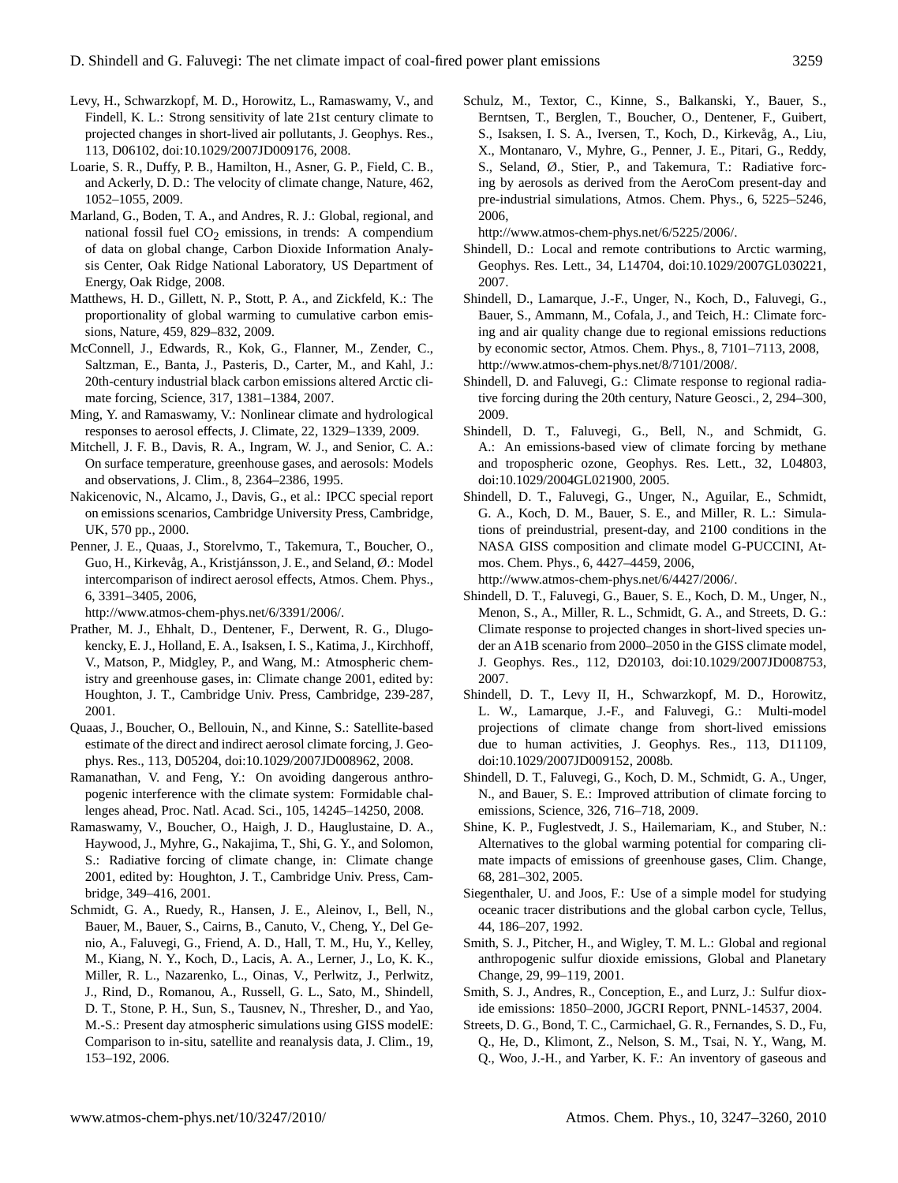Levy, H., Schwarzkopf, M. D., Horowitz, L., Ramaswamy, V., and Findell, K. L.: Strong sensitivity of late 21st century climate to projected changes in short-lived air pollutants, J. Geophys. Res., 113, D06102, doi:10.1029/2007JD009176, 2008.

Loarie, S. R., Duffy, P. B., Hamilton, H., Asner, G. P., Field, C. B., and Ackerly, D. D.: The velocity of climate change, Nature, 462, 1052–1055, 2009.

Marland, G., Boden, T. A., and Andres, R. J.: Global, regional, and national fossil fuel $CO_2$ emissions, in trends: A compendium of data on global change, Carbon Dioxide Information Analysis Center, Oak Ridge National Laboratory, US Department of Energy, Oak Ridge, 2008.

Matthews, H. D., Gillett, N. P., Stott, P. A., and Zickfeld, K.: The proportionality of global warming to cumulative carbon emissions, Nature, 459, 829–832, 2009.

McConnell, J., Edwards, R., Kok, G., Flanner, M., Zender, C., Saltzman, E., Banta, J., Pasteris, D., Carter, M., and Kahl, J.: 20th-century industrial black carbon emissions altered Arctic climate forcing, Science, 317, 1381–1384, 2007.

Ming, Y. and Ramaswamy, V.: Nonlinear climate and hydrological responses to aerosol effects, J. Climate, 22, 1329–1339, 2009.

Mitchell, J. F. B., Davis, R. A., Ingram, W. J., and Senior, C. A.: On surface temperature, greenhouse gases, and aerosols: Models and observations, J. Clim., 8, 2364–2386, 1995.

Nakicenovic, N., Alcamo, J., Davis, G., et al.: IPCC special report on emissions scenarios, Cambridge University Press, Cambridge, UK, 570 pp., 2000.

Penner, J. E., Quaas, J., Storelvmo, T., Takemura, T., Boucher, O., Guo, H., Kirkevåg, A., Kristjánsson, J. E., and Seland, Ø.: Model intercomparison of indirect aerosol effects, Atmos. Chem. Phys., 6, 3391–3405, 2006, http://www.atmos-chem-phys.net/6/3391/2006/.

Prather, M. J., Ehhalt, D., Dentener, F., Derwent, R. G., Dlugokencky, E. J., Holland, E. A., Isaksen, I. S., Katima, J., Kirchhoff, V., Matson, P., Midgley, P., and Wang, M.: Atmospheric chemistry and greenhouse gases, in: Climate change 2001, edited by: Houghton, J. T., Cambridge Univ. Press, Cambridge, 239-287, 2001.

Quaas, J., Boucher, O., Bellouin, N., and Kinne, S.: Satellite-based estimate of the direct and indirect aerosol climate forcing, J. Geophys. Res., 113, D05204, doi:10.1029/2007JD008962, 2008.

Ramanathan, V. and Feng, Y.: On avoiding dangerous anthropogenic interference with the climate system: Formidable challenges ahead, Proc. Natl. Acad. Sci., 105, 14245–14250, 2008.

Ramaswamy, V., Boucher, O., Haigh, J. D., Hauglustaine, D. A., Haywood, J., Myhre, G., Nakajima, T., Shi, G. Y., and Solomon, S.: Radiative forcing of climate change, in: Climate change 2001, edited by: Houghton, J. T., Cambridge Univ. Press, Cambridge, 349–416, 2001.

Schmidt, G. A., Ruedy, R., Hansen, J. E., Aleinov, I., Bell, N., Bauer, M., Bauer, S., Cairns, B., Canuto, V., Cheng, Y., Del Genio, A., Faluvegi, G., Friend, A. D., Hall, T. M., Hu, Y., Kelley, M., Kiang, N. Y., Koch, D., Lacis, A. A., Lerner, J., Lo, K. K., Miller, R. L., Nazarenko, L., Oinas, V., Perlwitz, J., Perlwitz, J., Rind, D., Romanou, A., Russell, G. L., Sato, M., Shindell, D. T., Stone, P. H., Sun, S., Tausnev, N., Thresher, D., and Yao, M.-S.: Present day atmospheric simulations using GISS modelE: Comparison to in-situ, satellite and reanalysis data, J. Clim., 19, 153–192, 2006.

Schulz, M., Textor, C., Kinne, S., Balkanski, Y., Bauer, S., Berntsen, T., Berglen, T., Boucher, O., Dentener, F., Guibert, S., Isaksen, I. S. A., Iversen, T., Koch, D., Kirkevåg, A., Liu, X., Montanaro, V., Myhre, G., Penner, J. E., Pitari, G., Reddy, S., Seland, Ø., Stier, P., and Takemura, T.: Radiative forcing by aerosols as derived from the AeroCom present-day and pre-industrial simulations, Atmos. Chem. Phys., 6, 5225–5246, 2006, http://www.atmos-chem-phys.net/6/5225/2006/.

Shindell, D.: Local and remote contributions to Arctic warming, Geophys. Res. Lett., 34, L14704, doi:10.1029/2007GL030221, 2007.

Shindell, D., Lamarque, J.-F., Unger, N., Koch, D., Faluvegi, G., Bauer, S., Ammann, M., Cofala, J., and Teich, H.: Climate forcing and air quality change due to regional emissions reductions by economic sector, Atmos. Chem. Phys., 8, 7101–7113, 2008, http://www.atmos-chem-phys.net/8/7101/2008/.

Shindell, D. and Faluvegi, G.: Climate response to regional radiative forcing during the 20th century, Nature Geosci., 2, 294–300, 2009.

Shindell, D. T., Faluvegi, G., Bell, N., and Schmidt, G. A.: An emissions-based view of climate forcing by methane and tropospheric ozone, Geophys. Res. Lett., 32, L04803, doi:10.1029/2004GL021900, 2005.

Shindell, D. T., Faluvegi, G., Unger, N., Aguilar, E., Schmidt, G. A., Koch, D. M., Bauer, S. E., and Miller, R. L.: Simulations of preindustrial, present-day, and 2100 conditions in the NASA GISS composition and climate model G-PUCCINI, Atmos. Chem. Phys., 6, 4427–4459, 2006, http://www.atmos-chem-phys.net/6/4427/2006/.

Shindell, D. T., Faluvegi, G., Bauer, S. E., Koch, D. M., Unger, N., Menon, S., A., Miller, R. L., Schmidt, G. A., and Streets, D. G.: Climate response to projected changes in short-lived species under an A1B scenario from 2000–2050 in the GISS climate model, J. Geophys. Res., 112, D20103, doi:10.1029/2007JD008753, 2007.

Shindell, D. T., Levy II, H., Schwarzkopf, M. D., Horowitz, L. W., Lamarque, J.-F., and Faluvegi, G.: Multi-model projections of climate change from short-lived emissions due to human activities, J. Geophys. Res., 113, D11109, doi:10.1029/2007JD009152, 2008b.

Shindell, D. T., Faluvegi, G., Koch, D. M., Schmidt, G. A., Unger, N., and Bauer, S. E.: Improved attribution of climate forcing to emissions, Science, 326, 716–718, 2009.

Shine, K. P., Fuglestvedt, J. S., Hailemariam, K., and Stuber, N.: Alternatives to the global warming potential for comparing climate impacts of emissions of greenhouse gases, Clim. Change, 68, 281–302, 2005.

Siegenthaler, U. and Joos, F.: Use of a simple model for studying oceanic tracer distributions and the global carbon cycle, Tellus, 44, 186–207, 1992.

Smith, S. J., Pitcher, H., and Wigley, T. M. L.: Global and regional anthropogenic sulfur dioxide emissions, Global and Planetary Change, 29, 99–119, 2001.

Smith, S. J., Andres, R., Conception, E., and Lurz, J.: Sulfur dioxide emissions: 1850–2000, JGCRI Report, PNNL-14537, 2004.

Streets, D. G., Bond, T. C., Carmichael, G. R., Fernandes, S. D., Fu, Q., He, D., Klimont, Z., Nelson, S. M., Tsai, N. Y., Wang, M. Q., Woo, J.-H., and Yarber, K. F.: An inventory of gaseous and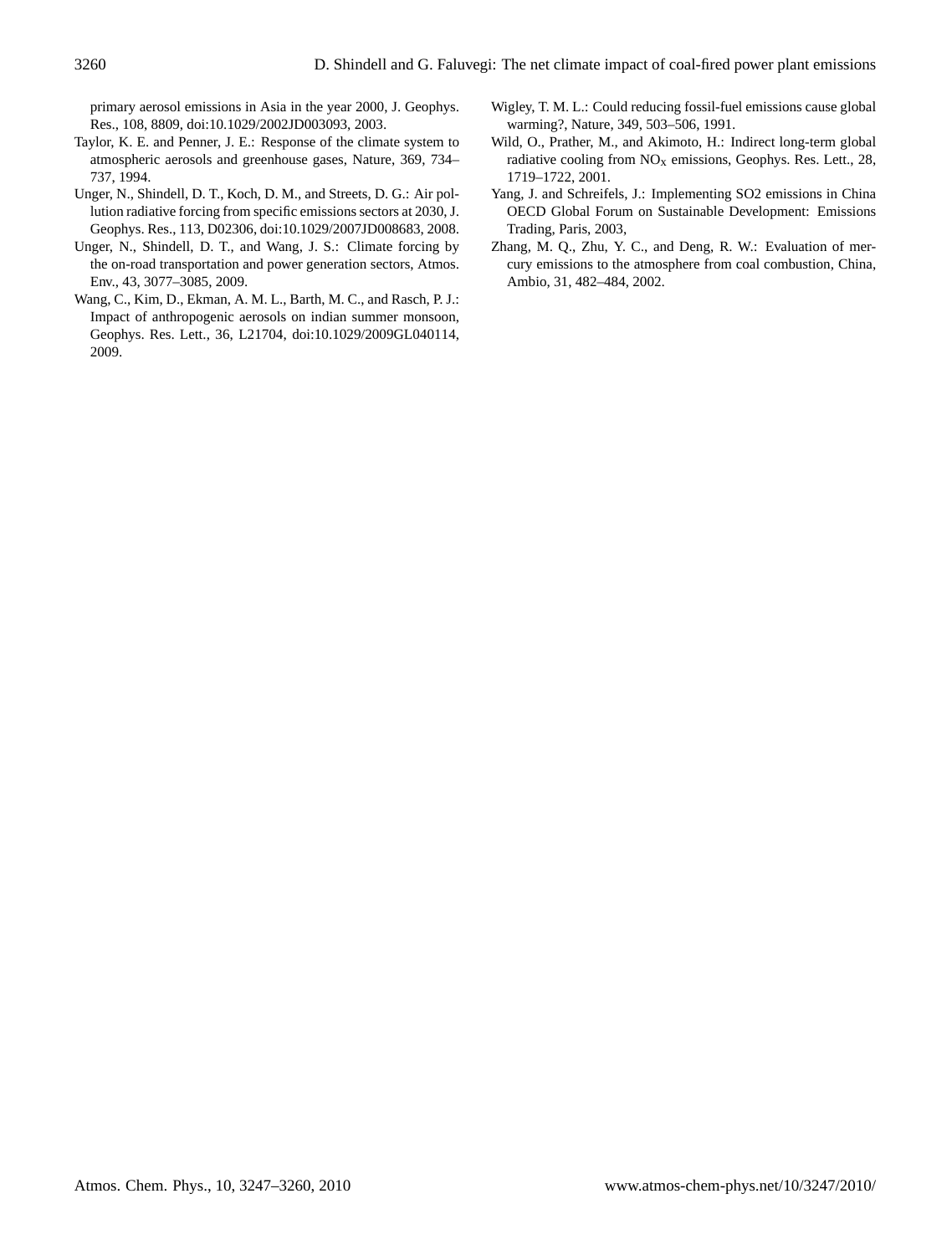primary aerosol emissions in Asia in the year 2000, J. Geophys. Res., 108, 8809, doi:10.1029/2002JD003093, 2003.

Taylor, K. E. and Penner, J. E.: Response of the climate system to atmospheric aerosols and greenhouse gases, Nature, 369, 734–737, 1994.

Unger, N., Shindell, D. T., Koch, D. M., and Streets, D. G.: Air pollution radiative forcing from specific emissions sectors at 2030, J. Geophys. Res., 113, D02306, doi:10.1029/2007JD008683, 2008.

Unger, N., Shindell, D. T., and Wang, J. S.: Climate forcing by the on-road transportation and power generation sectors, Atmos. Env., 43, 3077–3085, 2009.

Wang, C., Kim, D., Ekman, A. M. L., Barth, M. C., and Rasch, P. J.: Impact of anthropogenic aerosols on indian summer monsoon, Geophys. Res. Lett., 36, L21704, doi:10.1029/2009GL040114, 2009.

Wigley, T. M. L.: Could reducing fossil-fuel emissions cause global warming?, Nature, 349, 503–506, 1991.

Wild, O., Prather, M., and Akimoto, H.: Indirect long-term global radiative cooling from $NO_x$ emissions, Geophys. Res. Lett., 28, 1719–1722, 2001.

Yang, J. and Schreifels, J.: Implementing SO2 emissions in China OECD Global Forum on Sustainable Development: Emissions Trading, Paris, 2003,

Zhang, M. Q., Zhu, Y. C., and Deng, R. W.: Evaluation of mercury emissions to the atmosphere from coal combustion, China, Ambio, 31, 482–484, 2002.